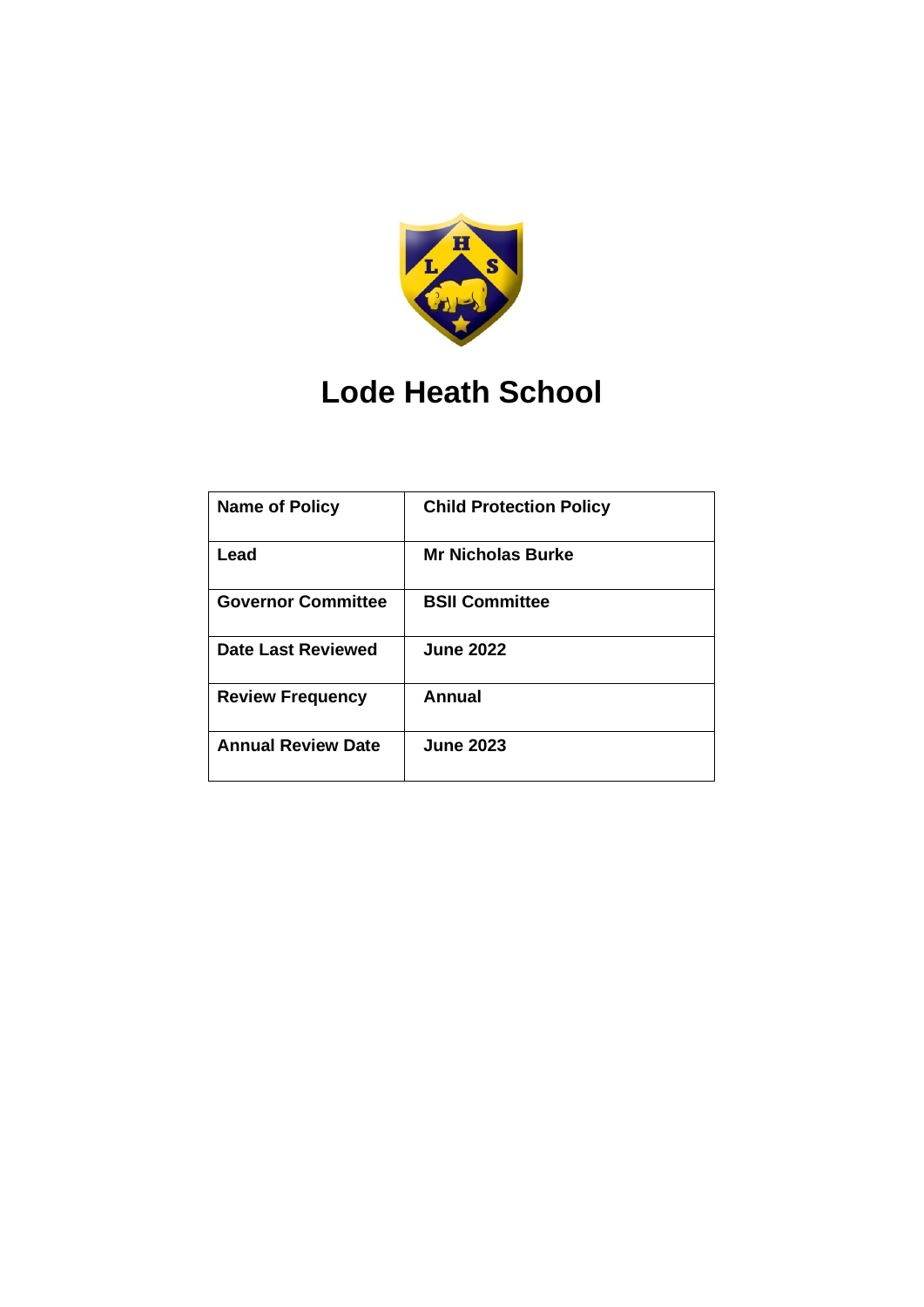# Lode Heath School

| Name of Policy | Child Protection Policy |
| --- | --- |
| Lead | Mr Nicholas Burke |
| Governor Committee | BSII Committee |
| Date Last Reviewed | June 2022 |
| Review Frequency | Annual |
| Annual Review Date | June 2023 |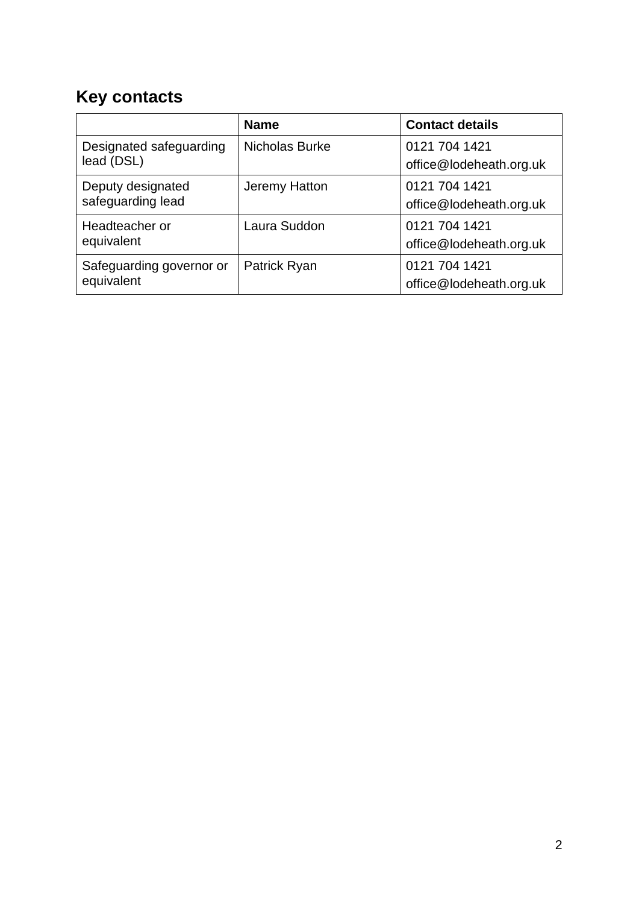## Key contacts

| | Name | Contact details |
|---|---|---|
| Designated safeguarding lead (DSL) | Nicholas Burke | 0121 704 1421 office@lodeheath.org.uk |
| Deputy designated safeguarding lead | Jeremy Hatton | 0121 704 1421 office@lodeheath.org.uk |
| Headteacher or equivalent | Laura Suddon | 0121 704 1421 office@lodeheath.org.uk |
| Safeguarding governor or equivalent | Patrick Ryan | 0121 704 1421 office@lodeheath.org.uk |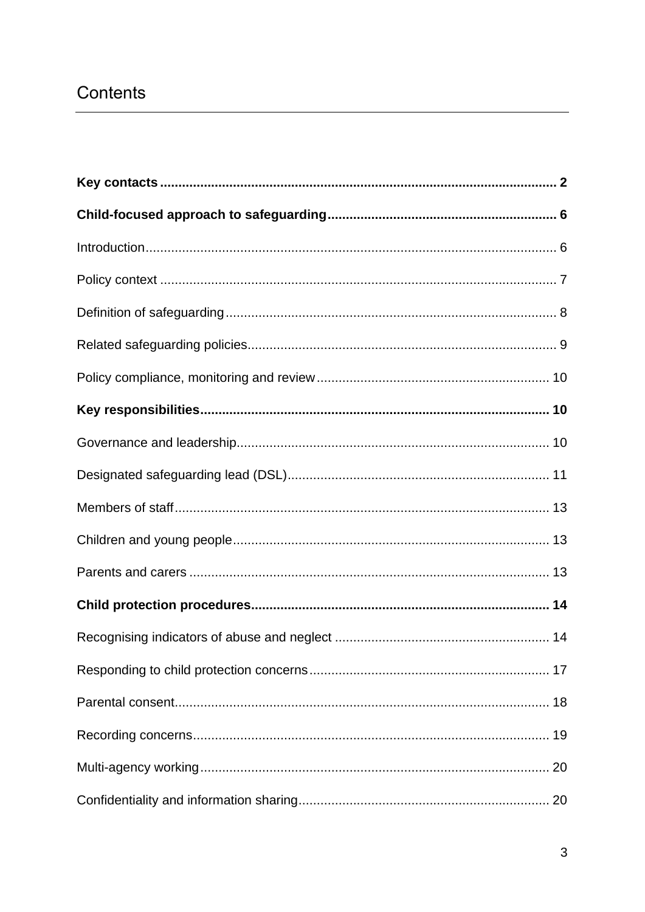# Contents

**Key contacts** 2

**Child-focused approach to safeguarding** 6

Introduction 6

Policy context 7

Definition of safeguarding 8

Related safeguarding policies 9

Policy compliance, monitoring and review 10

**Key responsibilities** 10

Governance and leadership 10

Designated safeguarding lead (DSL) 11

Members of staff 13

Children and young people 13

Parents and carers 13

**Child protection procedures** 14

Recognising indicators of abuse and neglect 14

Responding to child protection concerns 17

Parental consent 18

Recording concerns 19

Multi-agency working 20

Confidentiality and information sharing 20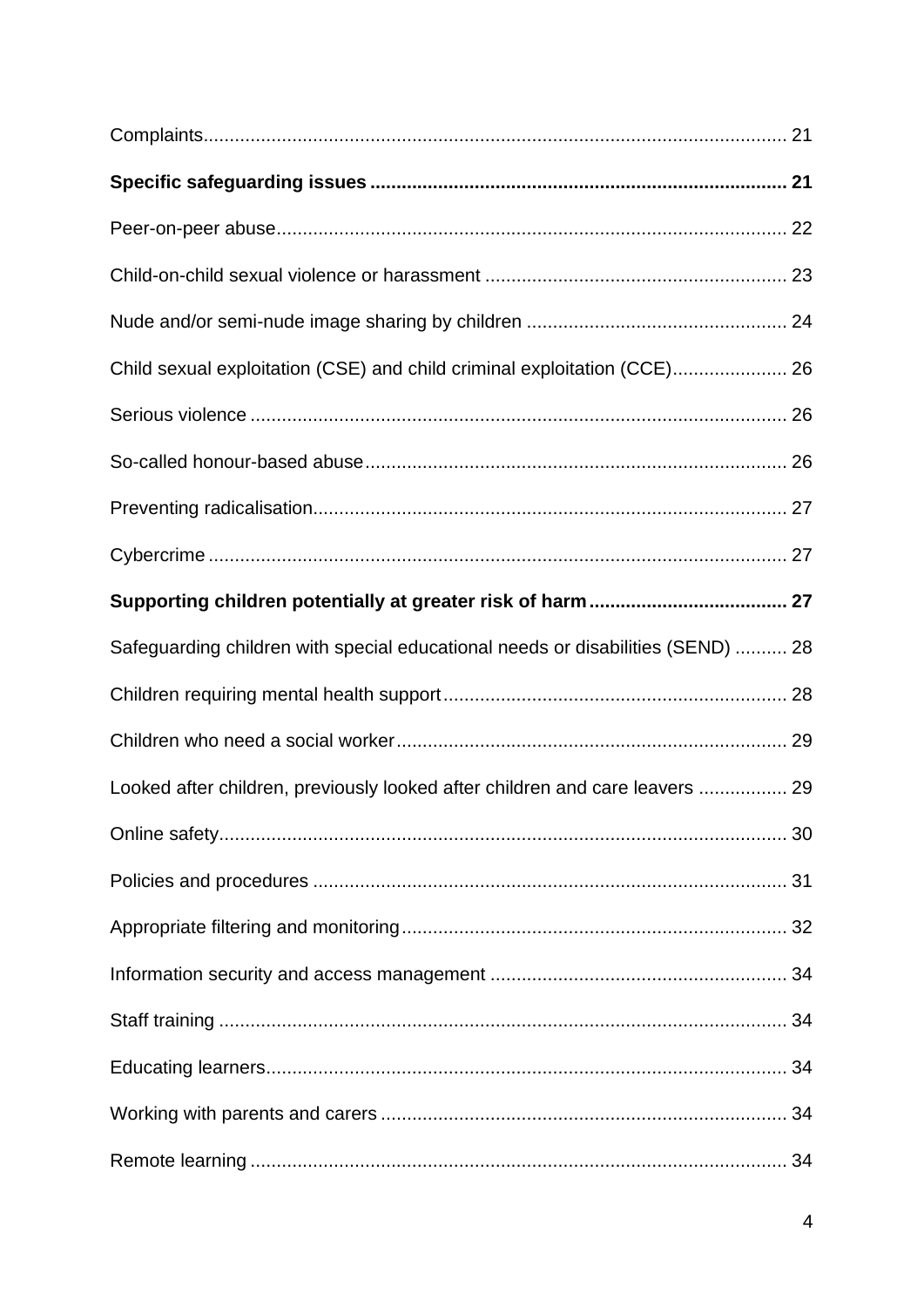Complaints .......... 21

**Specific safeguarding issues .......... 21**

Peer-on-peer abuse .......... 22

Child-on-child sexual violence or harassment .......... 23

Nude and/or semi-nude image sharing by children .......... 24

Child sexual exploitation (CSE) and child criminal exploitation (CCE) .......... 26

Serious violence .......... 26

So-called honour-based abuse .......... 26

Preventing radicalisation .......... 27

Cybercrime .......... 27

**Supporting children potentially at greater risk of harm .......... 27**

Safeguarding children with special educational needs or disabilities (SEND) .......... 28

Children requiring mental health support .......... 28

Children who need a social worker .......... 29

Looked after children, previously looked after children and care leavers .......... 29

Online safety .......... 30

Policies and procedures .......... 31

Appropriate filtering and monitoring .......... 32

Information security and access management .......... 34

Staff training .......... 34

Educating learners .......... 34

Working with parents and carers .......... 34

Remote learning .......... 34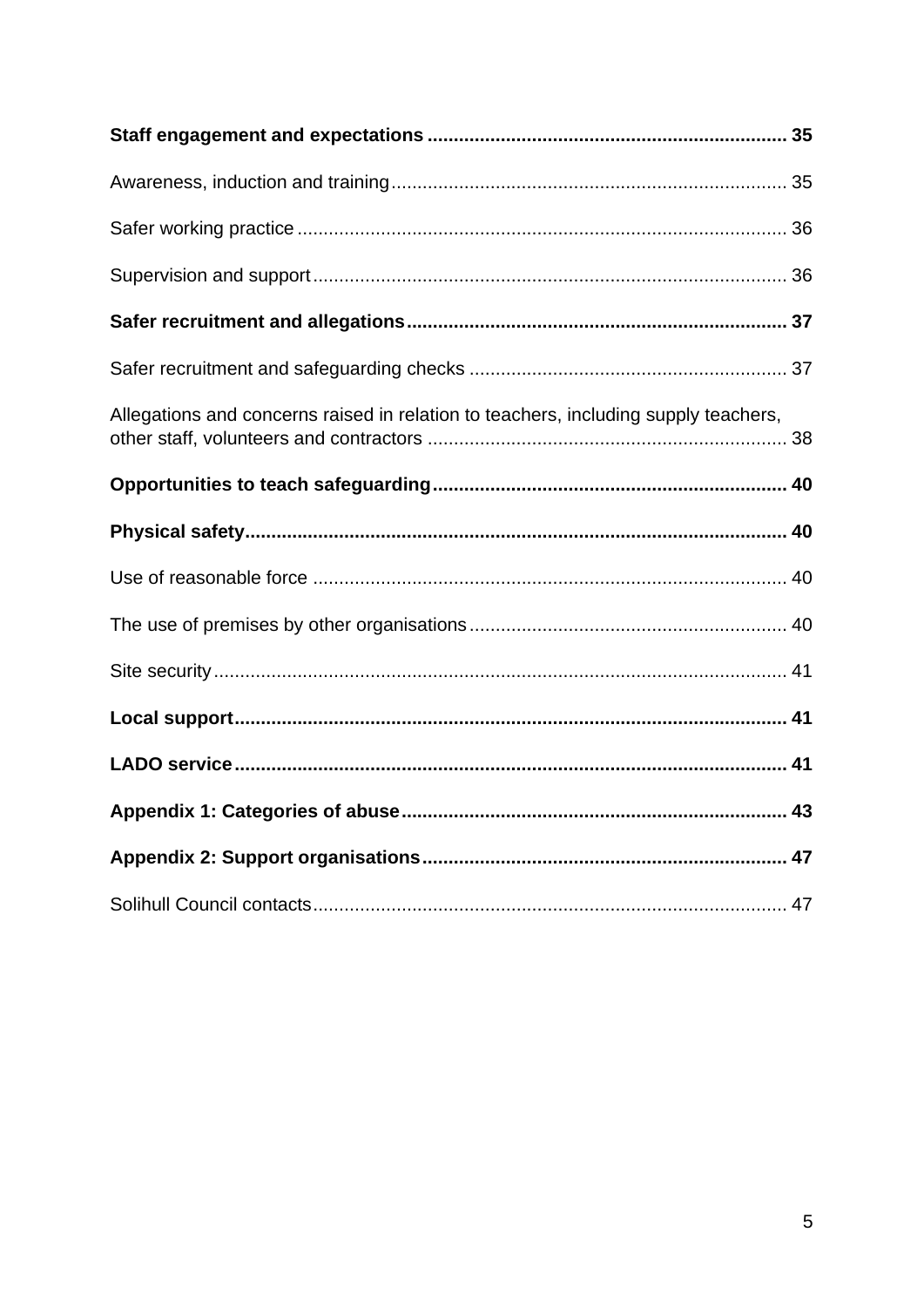**Staff engagement and expectations** .................................................................... **35**

Awareness, induction and training ........................................................................... 35

Safer working practice ............................................................................................ 36

Supervision and support ......................................................................................... 36

**Safer recruitment and allegations** ........................................................................ **37**

Safer recruitment and safeguarding checks ............................................................ 37

Allegations and concerns raised in relation to teachers, including supply teachers, other staff, volunteers and contractors .................................................................... 38

**Opportunities to teach safeguarding** ................................................................... **40**

**Physical safety** ...................................................................................................... **40**

Use of reasonable force .......................................................................................... 40

The use of premises by other organisations ............................................................ 40

Site security ............................................................................................................ 41

**Local support** ........................................................................................................ **41**

**LADO service** ........................................................................................................ **41**

**Appendix 1: Categories of abuse** ......................................................................... **43**

**Appendix 2: Support organisations** ..................................................................... **47**

Solihull Council contacts ......................................................................................... 47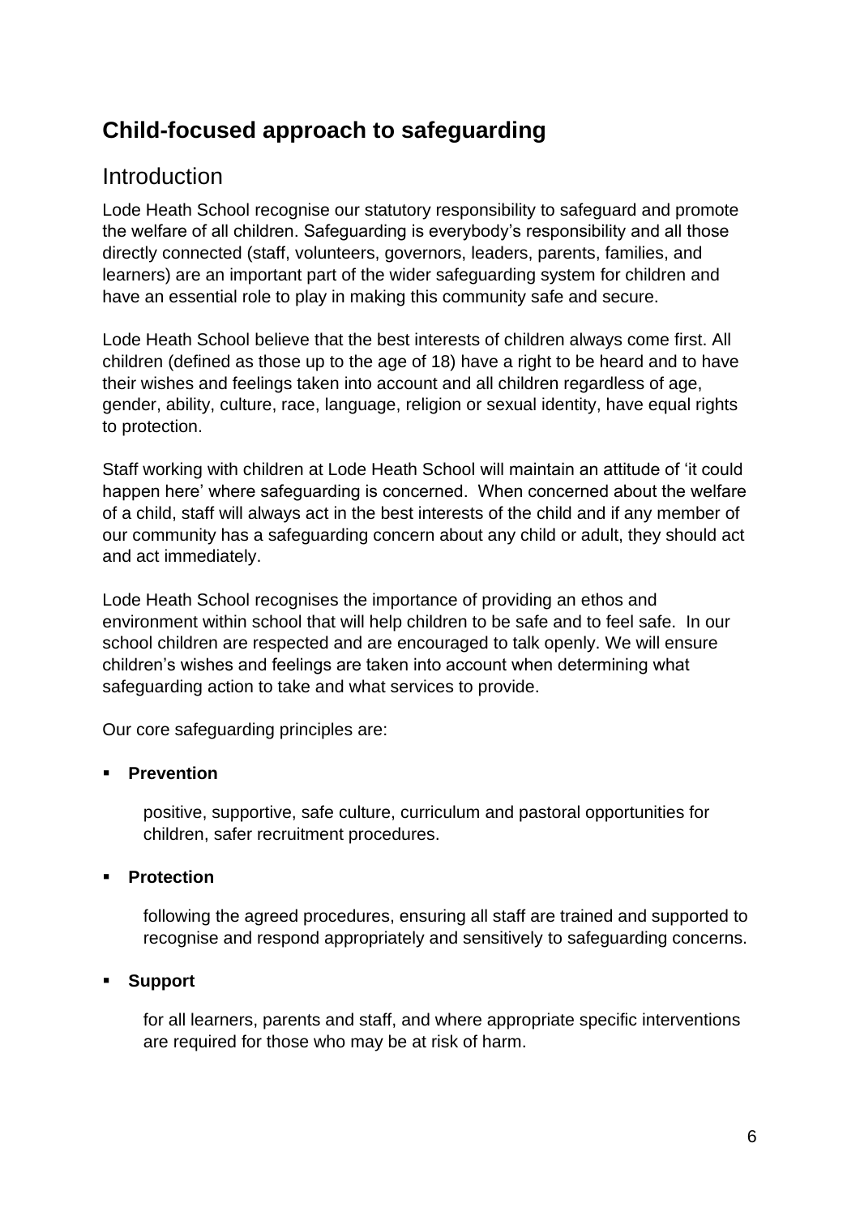## Child-focused approach to safeguarding

### Introduction

Lode Heath School recognise our statutory responsibility to safeguard and promote the welfare of all children. Safeguarding is everybody's responsibility and all those directly connected (staff, volunteers, governors, leaders, parents, families, and learners) are an important part of the wider safeguarding system for children and have an essential role to play in making this community safe and secure.

Lode Heath School believe that the best interests of children always come first. All children (defined as those up to the age of 18) have a right to be heard and to have their wishes and feelings taken into account and all children regardless of age, gender, ability, culture, race, language, religion or sexual identity, have equal rights to protection.

Staff working with children at Lode Heath School will maintain an attitude of 'it could happen here' where safeguarding is concerned. When concerned about the welfare of a child, staff will always act in the best interests of the child and if any member of our community has a safeguarding concern about any child or adult, they should act and act immediately.

Lode Heath School recognises the importance of providing an ethos and environment within school that will help children to be safe and to feel safe. In our school children are respected and are encouraged to talk openly. We will ensure children's wishes and feelings are taken into account when determining what safeguarding action to take and what services to provide.

Our core safeguarding principles are:

- **Prevention**

  positive, supportive, safe culture, curriculum and pastoral opportunities for children, safer recruitment procedures.

- **Protection**

  following the agreed procedures, ensuring all staff are trained and supported to recognise and respond appropriately and sensitively to safeguarding concerns.

- **Support**

  for all learners, parents and staff, and where appropriate specific interventions are required for those who may be at risk of harm.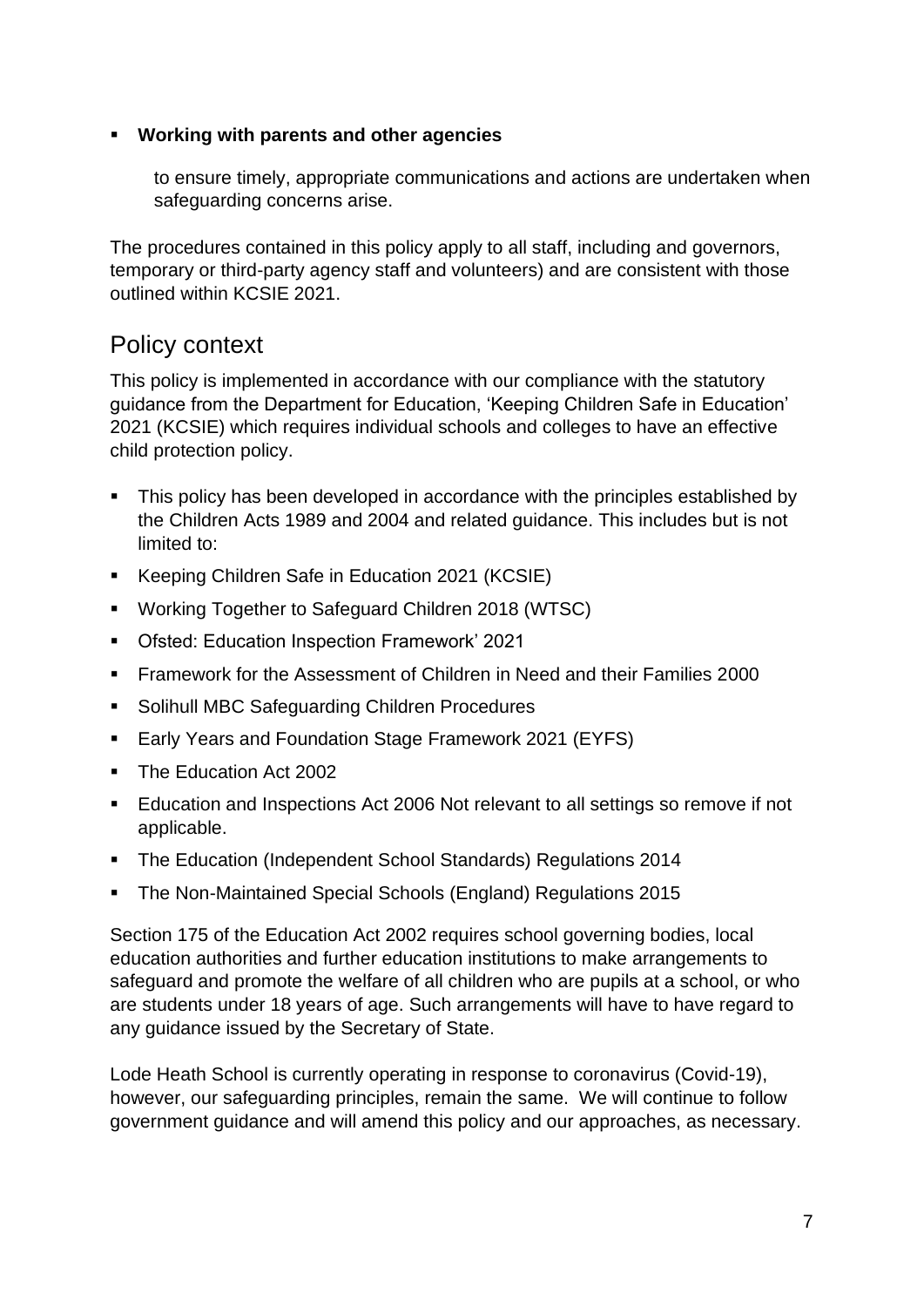- **Working with parents and other agencies**

  to ensure timely, appropriate communications and actions are undertaken when safeguarding concerns arise.

The procedures contained in this policy apply to all staff, including and governors, temporary or third-party agency staff and volunteers) and are consistent with those outlined within KCSIE 2021.

## Policy context

This policy is implemented in accordance with our compliance with the statutory guidance from the Department for Education, 'Keeping Children Safe in Education' 2021 (KCSIE) which requires individual schools and colleges to have an effective child protection policy.

- This policy has been developed in accordance with the principles established by the Children Acts 1989 and 2004 and related guidance. This includes but is not limited to:
- Keeping Children Safe in Education 2021 (KCSIE)
- Working Together to Safeguard Children 2018 (WTSC)
- Ofsted: Education Inspection Framework' 2021
- Framework for the Assessment of Children in Need and their Families 2000
- Solihull MBC Safeguarding Children Procedures
- Early Years and Foundation Stage Framework 2021 (EYFS)
- The Education Act 2002
- Education and Inspections Act 2006 Not relevant to all settings so remove if not applicable.
- The Education (Independent School Standards) Regulations 2014
- The Non-Maintained Special Schools (England) Regulations 2015

Section 175 of the Education Act 2002 requires school governing bodies, local education authorities and further education institutions to make arrangements to safeguard and promote the welfare of all children who are pupils at a school, or who are students under 18 years of age. Such arrangements will have to have regard to any guidance issued by the Secretary of State.

Lode Heath School is currently operating in response to coronavirus (Covid-19), however, our safeguarding principles, remain the same. We will continue to follow government guidance and will amend this policy and our approaches, as necessary.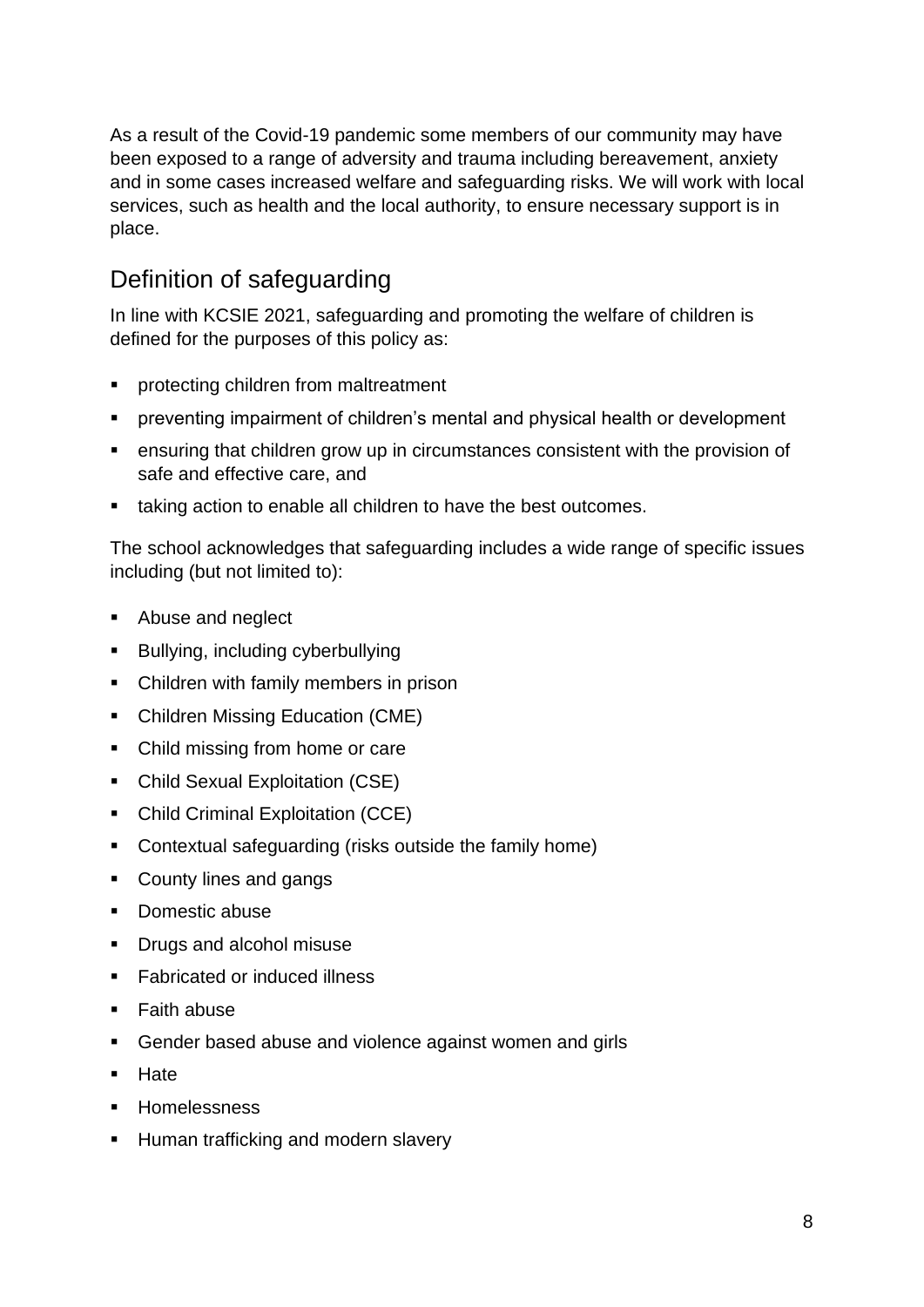As a result of the Covid-19 pandemic some members of our community may have been exposed to a range of adversity and trauma including bereavement, anxiety and in some cases increased welfare and safeguarding risks. We will work with local services, such as health and the local authority, to ensure necessary support is in place.

## Definition of safeguarding

In line with KCSIE 2021, safeguarding and promoting the welfare of children is defined for the purposes of this policy as:

- protecting children from maltreatment
- preventing impairment of children's mental and physical health or development
- ensuring that children grow up in circumstances consistent with the provision of safe and effective care, and
- taking action to enable all children to have the best outcomes.

The school acknowledges that safeguarding includes a wide range of specific issues including (but not limited to):

- Abuse and neglect
- Bullying, including cyberbullying
- Children with family members in prison
- Children Missing Education (CME)
- Child missing from home or care
- Child Sexual Exploitation (CSE)
- Child Criminal Exploitation (CCE)
- Contextual safeguarding (risks outside the family home)
- County lines and gangs
- Domestic abuse
- Drugs and alcohol misuse
- Fabricated or induced illness
- Faith abuse
- Gender based abuse and violence against women and girls
- Hate
- Homelessness
- Human trafficking and modern slavery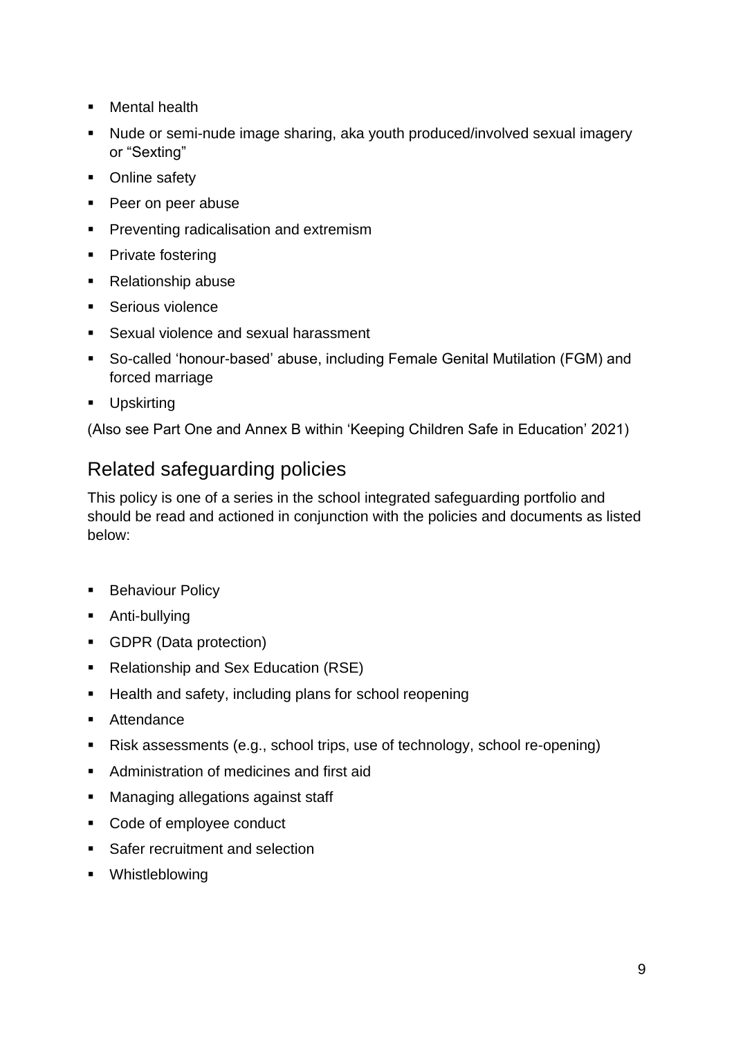- Mental health
- Nude or semi-nude image sharing, aka youth produced/involved sexual imagery or "Sexting"
- Online safety
- Peer on peer abuse
- Preventing radicalisation and extremism
- Private fostering
- Relationship abuse
- Serious violence
- Sexual violence and sexual harassment
- So-called 'honour-based' abuse, including Female Genital Mutilation (FGM) and forced marriage
- Upskirting

(Also see Part One and Annex B within 'Keeping Children Safe in Education' 2021)

## Related safeguarding policies

This policy is one of a series in the school integrated safeguarding portfolio and should be read and actioned in conjunction with the policies and documents as listed below:

- Behaviour Policy
- Anti-bullying
- GDPR (Data protection)
- Relationship and Sex Education (RSE)
- Health and safety, including plans for school reopening
- Attendance
- Risk assessments (e.g., school trips, use of technology, school re-opening)
- Administration of medicines and first aid
- Managing allegations against staff
- Code of employee conduct
- Safer recruitment and selection
- Whistleblowing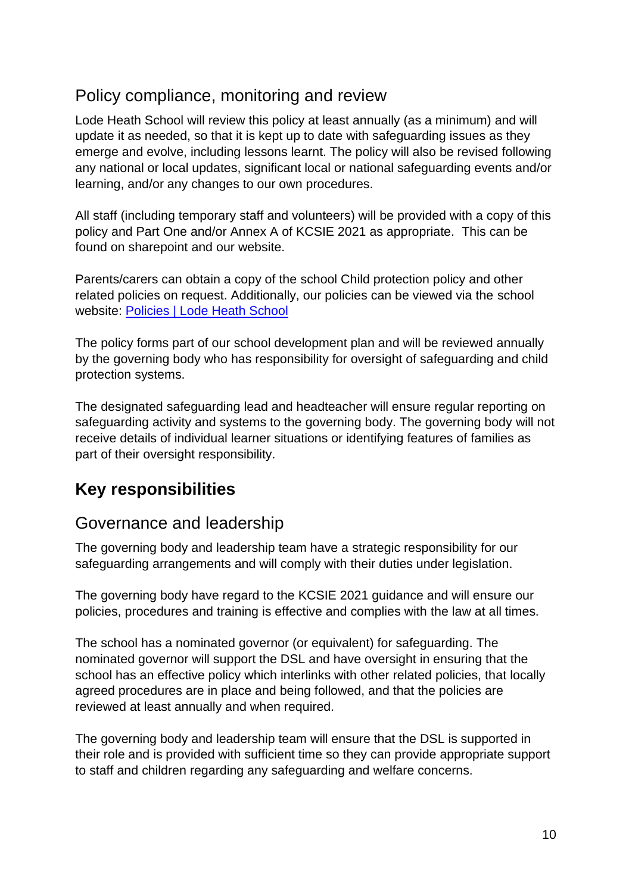## Policy compliance, monitoring and review

Lode Heath School will review this policy at least annually (as a minimum) and will update it as needed, so that it is kept up to date with safeguarding issues as they emerge and evolve, including lessons learnt. The policy will also be revised following any national or local updates, significant local or national safeguarding events and/or learning, and/or any changes to our own procedures.

All staff (including temporary staff and volunteers) will be provided with a copy of this policy and Part One and/or Annex A of KCSIE 2021 as appropriate. This can be found on sharepoint and our website.

Parents/carers can obtain a copy of the school Child protection policy and other related policies on request. Additionally, our policies can be viewed via the school website: [Policies | Lode Heath School]

The policy forms part of our school development plan and will be reviewed annually by the governing body who has responsibility for oversight of safeguarding and child protection systems.

The designated safeguarding lead and headteacher will ensure regular reporting on safeguarding activity and systems to the governing body. The governing body will not receive details of individual learner situations or identifying features of families as part of their oversight responsibility.

# Key responsibilities

## Governance and leadership

The governing body and leadership team have a strategic responsibility for our safeguarding arrangements and will comply with their duties under legislation.

The governing body have regard to the KCSIE 2021 guidance and will ensure our policies, procedures and training is effective and complies with the law at all times.

The school has a nominated governor (or equivalent) for safeguarding. The nominated governor will support the DSL and have oversight in ensuring that the school has an effective policy which interlinks with other related policies, that locally agreed procedures are in place and being followed, and that the policies are reviewed at least annually and when required.

The governing body and leadership team will ensure that the DSL is supported in their role and is provided with sufficient time so they can provide appropriate support to staff and children regarding any safeguarding and welfare concerns.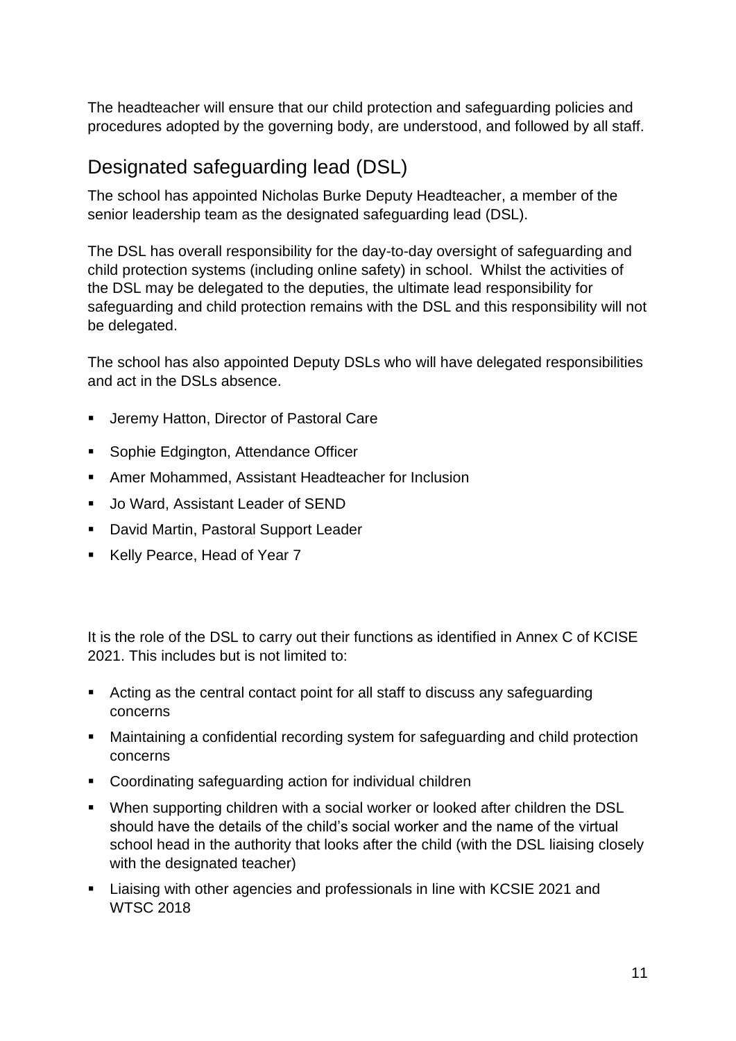The headteacher will ensure that our child protection and safeguarding policies and procedures adopted by the governing body, are understood, and followed by all staff.

## Designated safeguarding lead (DSL)

The school has appointed Nicholas Burke Deputy Headteacher, a member of the senior leadership team as the designated safeguarding lead (DSL).

The DSL has overall responsibility for the day-to-day oversight of safeguarding and child protection systems (including online safety) in school. Whilst the activities of the DSL may be delegated to the deputies, the ultimate lead responsibility for safeguarding and child protection remains with the DSL and this responsibility will not be delegated.

The school has also appointed Deputy DSLs who will have delegated responsibilities and act in the DSLs absence.

- Jeremy Hatton, Director of Pastoral Care
- Sophie Edgington, Attendance Officer
- Amer Mohammed, Assistant Headteacher for Inclusion
- Jo Ward, Assistant Leader of SEND
- David Martin, Pastoral Support Leader
- Kelly Pearce, Head of Year 7

It is the role of the DSL to carry out their functions as identified in Annex C of KCISE 2021. This includes but is not limited to:

- Acting as the central contact point for all staff to discuss any safeguarding concerns
- Maintaining a confidential recording system for safeguarding and child protection concerns
- Coordinating safeguarding action for individual children
- When supporting children with a social worker or looked after children the DSL should have the details of the child's social worker and the name of the virtual school head in the authority that looks after the child (with the DSL liaising closely with the designated teacher)
- Liaising with other agencies and professionals in line with KCSIE 2021 and WTSC 2018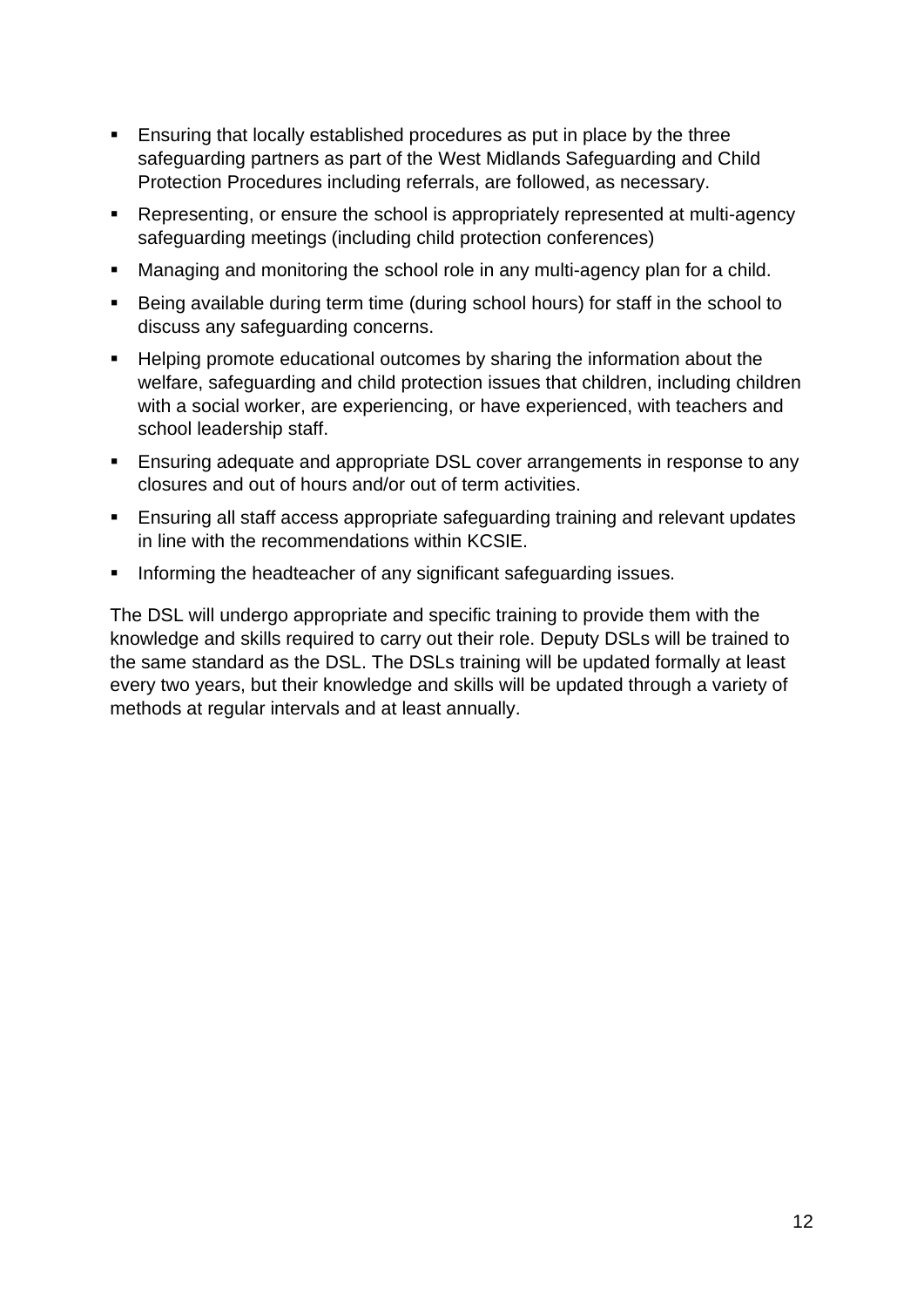- Ensuring that locally established procedures as put in place by the three safeguarding partners as part of the West Midlands Safeguarding and Child Protection Procedures including referrals, are followed, as necessary.
- Representing, or ensure the school is appropriately represented at multi-agency safeguarding meetings (including child protection conferences)
- Managing and monitoring the school role in any multi-agency plan for a child.
- Being available during term time (during school hours) for staff in the school to discuss any safeguarding concerns.
- Helping promote educational outcomes by sharing the information about the welfare, safeguarding and child protection issues that children, including children with a social worker, are experiencing, or have experienced, with teachers and school leadership staff.
- Ensuring adequate and appropriate DSL cover arrangements in response to any closures and out of hours and/or out of term activities.
- Ensuring all staff access appropriate safeguarding training and relevant updates in line with the recommendations within KCSIE.
- Informing the headteacher of any significant safeguarding issues.

The DSL will undergo appropriate and specific training to provide them with the knowledge and skills required to carry out their role. Deputy DSLs will be trained to the same standard as the DSL. The DSLs training will be updated formally at least every two years, but their knowledge and skills will be updated through a variety of methods at regular intervals and at least annually.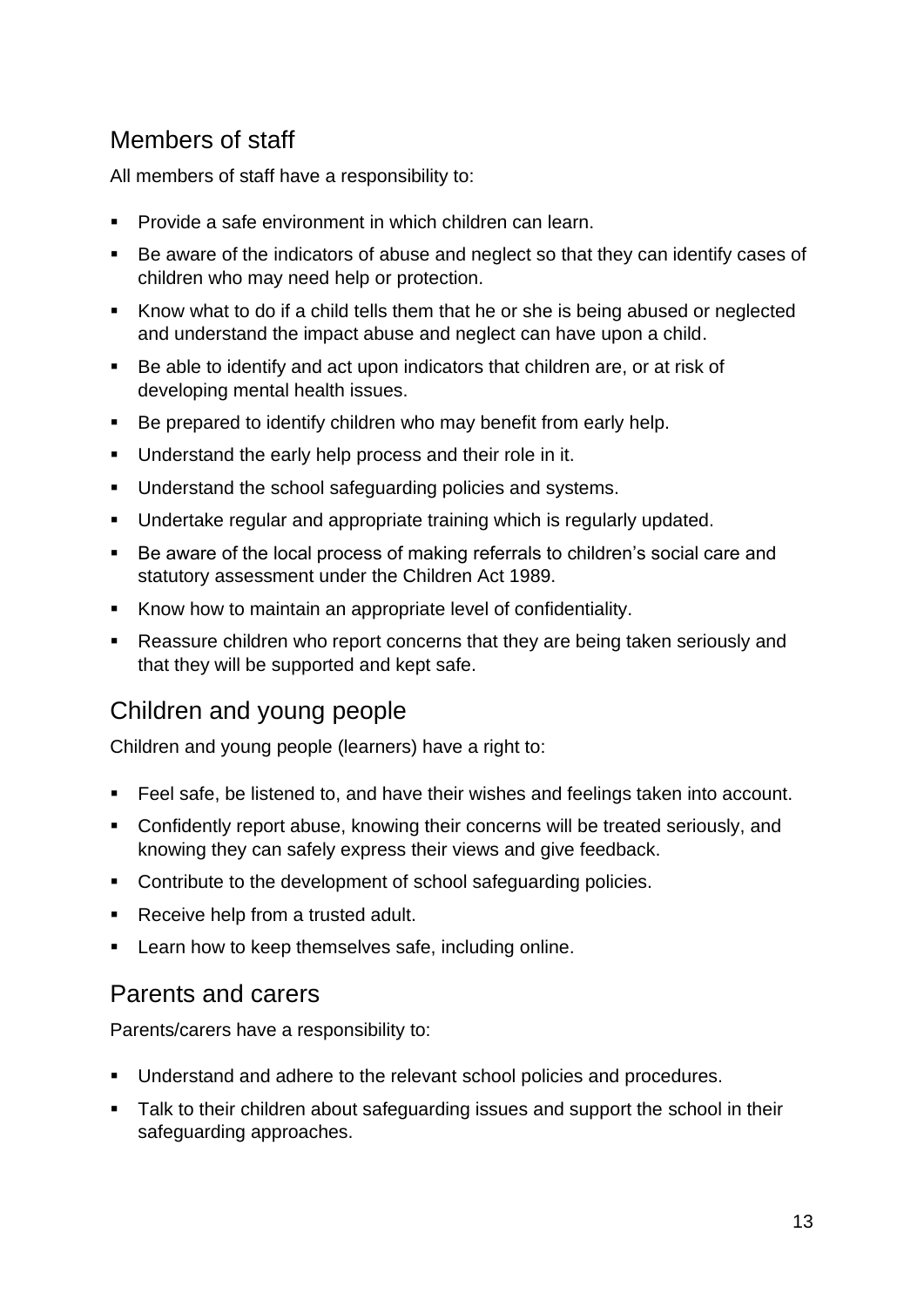## Members of staff

All members of staff have a responsibility to:

- Provide a safe environment in which children can learn.
- Be aware of the indicators of abuse and neglect so that they can identify cases of children who may need help or protection.
- Know what to do if a child tells them that he or she is being abused or neglected and understand the impact abuse and neglect can have upon a child.
- Be able to identify and act upon indicators that children are, or at risk of developing mental health issues.
- Be prepared to identify children who may benefit from early help.
- Understand the early help process and their role in it.
- Understand the school safeguarding policies and systems.
- Undertake regular and appropriate training which is regularly updated.
- Be aware of the local process of making referrals to children's social care and statutory assessment under the Children Act 1989.
- Know how to maintain an appropriate level of confidentiality.
- Reassure children who report concerns that they are being taken seriously and that they will be supported and kept safe.

## Children and young people

Children and young people (learners) have a right to:

- Feel safe, be listened to, and have their wishes and feelings taken into account.
- Confidently report abuse, knowing their concerns will be treated seriously, and knowing they can safely express their views and give feedback.
- Contribute to the development of school safeguarding policies.
- Receive help from a trusted adult.
- Learn how to keep themselves safe, including online.

## Parents and carers

Parents/carers have a responsibility to:

- Understand and adhere to the relevant school policies and procedures.
- Talk to their children about safeguarding issues and support the school in their safeguarding approaches.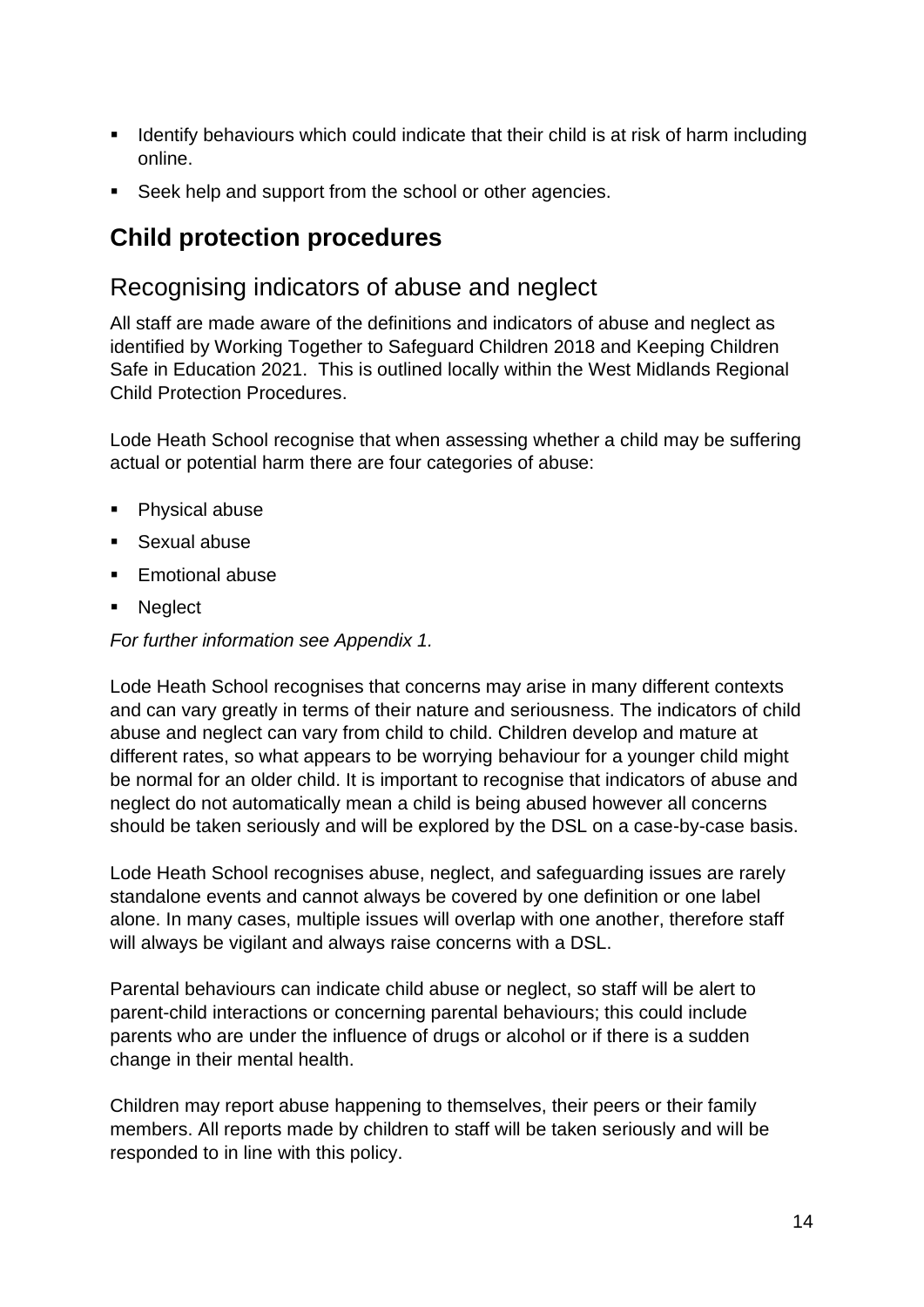- Identify behaviours which could indicate that their child is at risk of harm including online.
- Seek help and support from the school or other agencies.

## Child protection procedures

### Recognising indicators of abuse and neglect

All staff are made aware of the definitions and indicators of abuse and neglect as identified by Working Together to Safeguard Children 2018 and Keeping Children Safe in Education 2021. This is outlined locally within the West Midlands Regional Child Protection Procedures.

Lode Heath School recognise that when assessing whether a child may be suffering actual or potential harm there are four categories of abuse:

- Physical abuse
- Sexual abuse
- Emotional abuse
- Neglect

*For further information see Appendix 1.*

Lode Heath School recognises that concerns may arise in many different contexts and can vary greatly in terms of their nature and seriousness. The indicators of child abuse and neglect can vary from child to child. Children develop and mature at different rates, so what appears to be worrying behaviour for a younger child might be normal for an older child. It is important to recognise that indicators of abuse and neglect do not automatically mean a child is being abused however all concerns should be taken seriously and will be explored by the DSL on a case-by-case basis.

Lode Heath School recognises abuse, neglect, and safeguarding issues are rarely standalone events and cannot always be covered by one definition or one label alone. In many cases, multiple issues will overlap with one another, therefore staff will always be vigilant and always raise concerns with a DSL.

Parental behaviours can indicate child abuse or neglect, so staff will be alert to parent-child interactions or concerning parental behaviours; this could include parents who are under the influence of drugs or alcohol or if there is a sudden change in their mental health.

Children may report abuse happening to themselves, their peers or their family members. All reports made by children to staff will be taken seriously and will be responded to in line with this policy.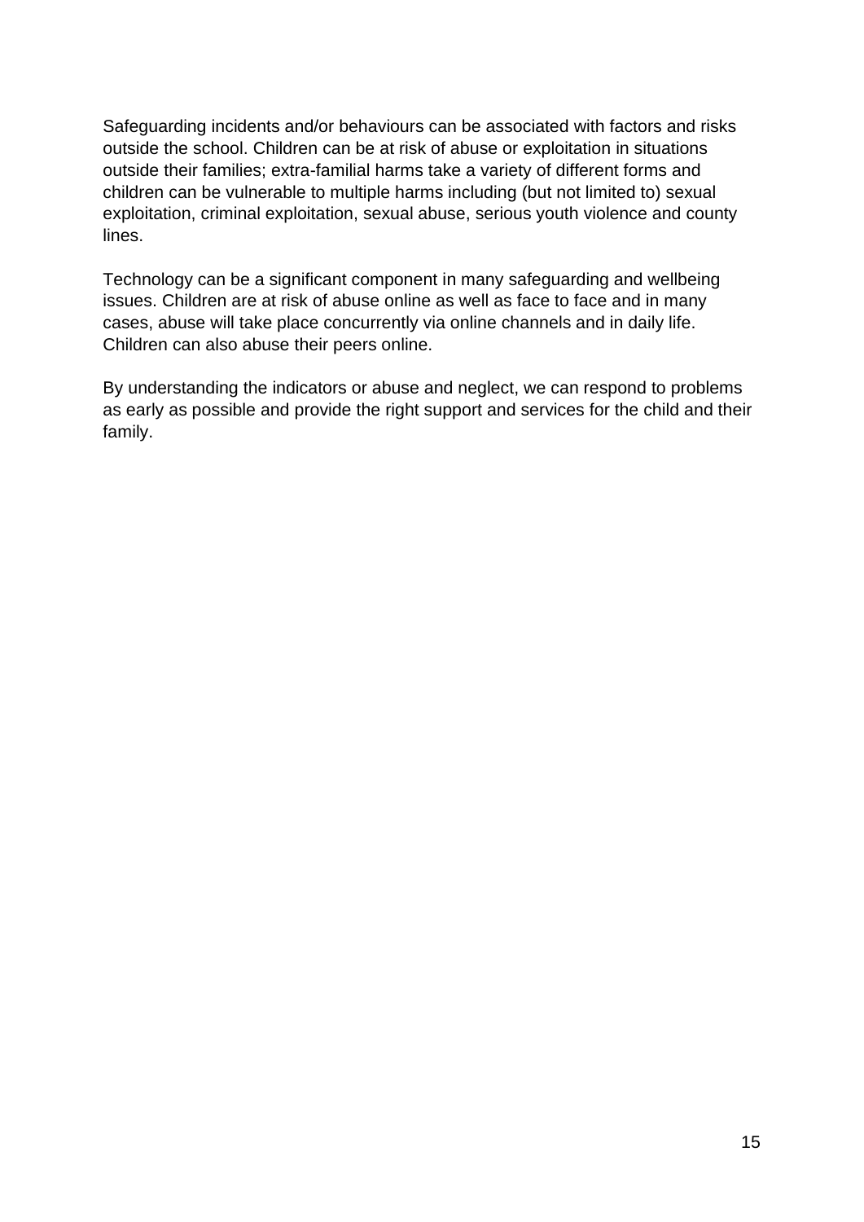Safeguarding incidents and/or behaviours can be associated with factors and risks outside the school. Children can be at risk of abuse or exploitation in situations outside their families; extra-familial harms take a variety of different forms and children can be vulnerable to multiple harms including (but not limited to) sexual exploitation, criminal exploitation, sexual abuse, serious youth violence and county lines.

Technology can be a significant component in many safeguarding and wellbeing issues. Children are at risk of abuse online as well as face to face and in many cases, abuse will take place concurrently via online channels and in daily life. Children can also abuse their peers online.

By understanding the indicators or abuse and neglect, we can respond to problems as early as possible and provide the right support and services for the child and their family.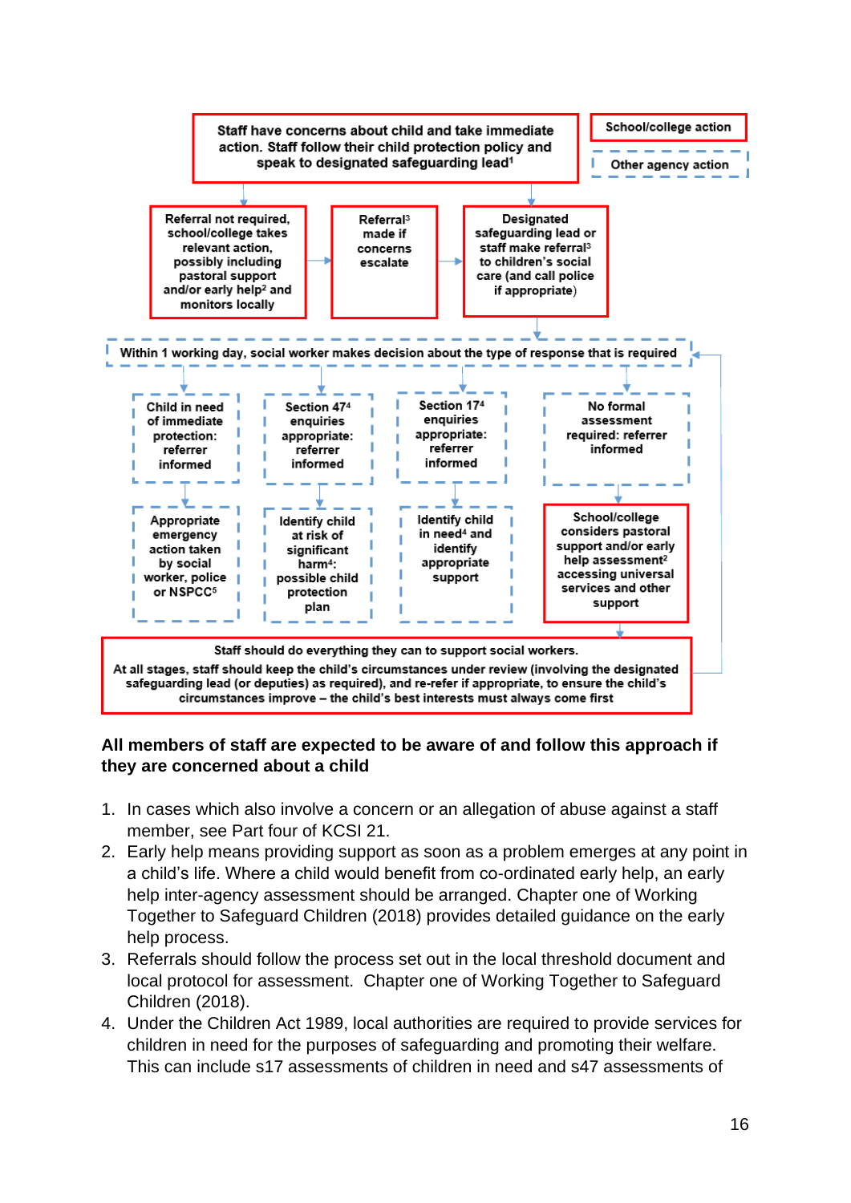Staff have concerns about child and take immediate action. Staff follow their child protection policy and speak to designated safeguarding lead[1]

School/college action

Other agency action

Referral not required, school/college takes relevant action, possibly including pastoral support and/or early help[2] and monitors locally

Referral[3] made if concerns escalate

Designated safeguarding lead or staff make referral[3] to children's social care (and call police if appropriate)

Within 1 working day, social worker makes decision about the type of response that is required

Child in need of immediate protection: referrer informed

Section 47[4] enquiries appropriate: referrer informed

Section 17[4] enquiries appropriate: referrer informed

No formal assessment required: referrer informed

Appropriate emergency action taken by social worker, police or NSPCC[5]

Identify child at risk of significant harm[4]: possible child protection plan

Identify child in need[4] and identify appropriate support

School/college considers pastoral support and/or early help assessment[2] accessing universal services and other support

Staff should do everything they can to support social workers.

At all stages, staff should keep the child's circumstances under review (involving the designated safeguarding lead (or deputies) as required), and re-refer if appropriate, to ensure the child's circumstances improve – the child's best interests must always come first

**All members of staff are expected to be aware of and follow this approach if they are concerned about a child**

1. In cases which also involve a concern or an allegation of abuse against a staff member, see Part four of KCSI 21.
2. Early help means providing support as soon as a problem emerges at any point in a child's life. Where a child would benefit from co-ordinated early help, an early help inter-agency assessment should be arranged. Chapter one of Working Together to Safeguard Children (2018) provides detailed guidance on the early help process.
3. Referrals should follow the process set out in the local threshold document and local protocol for assessment. Chapter one of Working Together to Safeguard Children (2018).
4. Under the Children Act 1989, local authorities are required to provide services for children in need for the purposes of safeguarding and promoting their welfare. This can include s17 assessments of children in need and s47 assessments of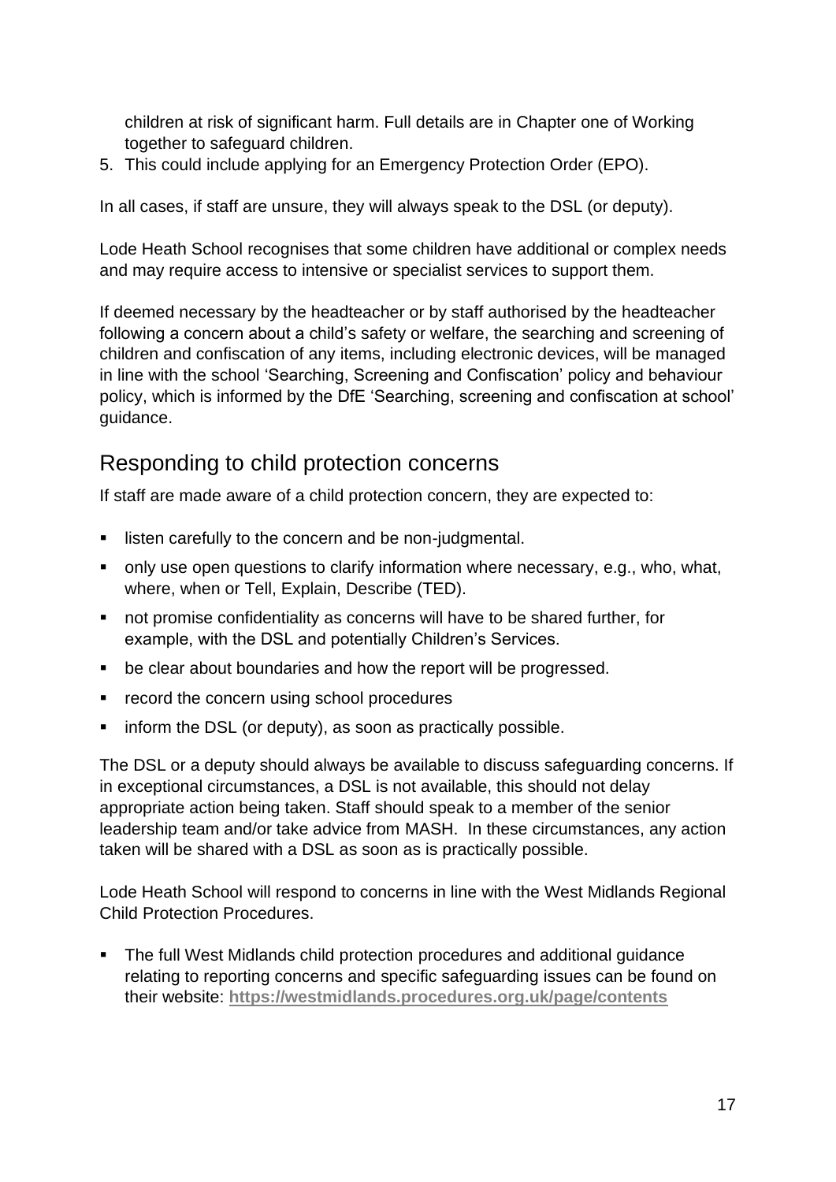children at risk of significant harm. Full details are in Chapter one of Working together to safeguard children.

5. This could include applying for an Emergency Protection Order (EPO).

In all cases, if staff are unsure, they will always speak to the DSL (or deputy).

Lode Heath School recognises that some children have additional or complex needs and may require access to intensive or specialist services to support them.

If deemed necessary by the headteacher or by staff authorised by the headteacher following a concern about a child's safety or welfare, the searching and screening of children and confiscation of any items, including electronic devices, will be managed in line with the school 'Searching, Screening and Confiscation' policy and behaviour policy, which is informed by the DfE 'Searching, screening and confiscation at school' guidance.

## Responding to child protection concerns

If staff are made aware of a child protection concern, they are expected to:

- listen carefully to the concern and be non-judgmental.
- only use open questions to clarify information where necessary, e.g., who, what, where, when or Tell, Explain, Describe (TED).
- not promise confidentiality as concerns will have to be shared further, for example, with the DSL and potentially Children's Services.
- be clear about boundaries and how the report will be progressed.
- record the concern using school procedures
- inform the DSL (or deputy), as soon as practically possible.

The DSL or a deputy should always be available to discuss safeguarding concerns. If in exceptional circumstances, a DSL is not available, this should not delay appropriate action being taken. Staff should speak to a member of the senior leadership team and/or take advice from MASH. In these circumstances, any action taken will be shared with a DSL as soon as is practically possible.

Lode Heath School will respond to concerns in line with the West Midlands Regional Child Protection Procedures.

- The full West Midlands child protection procedures and additional guidance relating to reporting concerns and specific safeguarding issues can be found on their website: **https://westmidlands.procedures.org.uk/page/contents**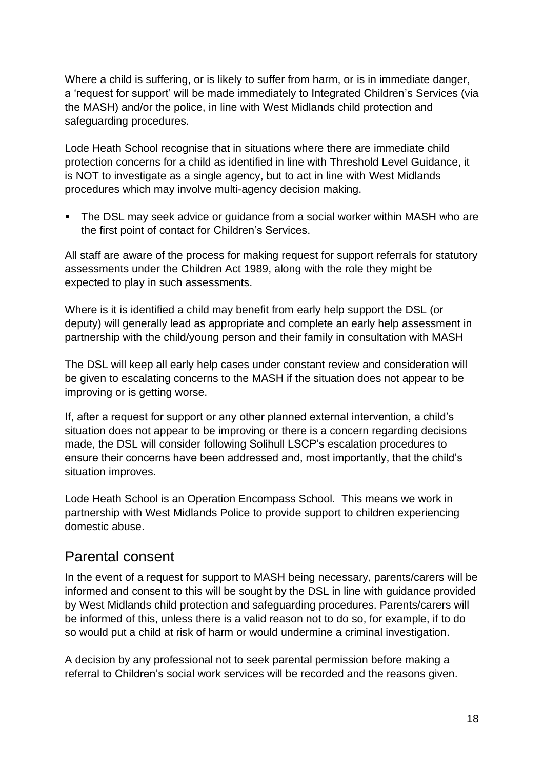Where a child is suffering, or is likely to suffer from harm, or is in immediate danger, a 'request for support' will be made immediately to Integrated Children's Services (via the MASH) and/or the police, in line with West Midlands child protection and safeguarding procedures.

Lode Heath School recognise that in situations where there are immediate child protection concerns for a child as identified in line with Threshold Level Guidance, it is NOT to investigate as a single agency, but to act in line with West Midlands procedures which may involve multi-agency decision making.

- The DSL may seek advice or guidance from a social worker within MASH who are the first point of contact for Children's Services.

All staff are aware of the process for making request for support referrals for statutory assessments under the Children Act 1989, along with the role they might be expected to play in such assessments.

Where is it is identified a child may benefit from early help support the DSL (or deputy) will generally lead as appropriate and complete an early help assessment in partnership with the child/young person and their family in consultation with MASH

The DSL will keep all early help cases under constant review and consideration will be given to escalating concerns to the MASH if the situation does not appear to be improving or is getting worse.

If, after a request for support or any other planned external intervention, a child's situation does not appear to be improving or there is a concern regarding decisions made, the DSL will consider following Solihull LSCP's escalation procedures to ensure their concerns have been addressed and, most importantly, that the child's situation improves.

Lode Heath School is an Operation Encompass School. This means we work in partnership with West Midlands Police to provide support to children experiencing domestic abuse.

## Parental consent

In the event of a request for support to MASH being necessary, parents/carers will be informed and consent to this will be sought by the DSL in line with guidance provided by West Midlands child protection and safeguarding procedures. Parents/carers will be informed of this, unless there is a valid reason not to do so, for example, if to do so would put a child at risk of harm or would undermine a criminal investigation.

A decision by any professional not to seek parental permission before making a referral to Children's social work services will be recorded and the reasons given.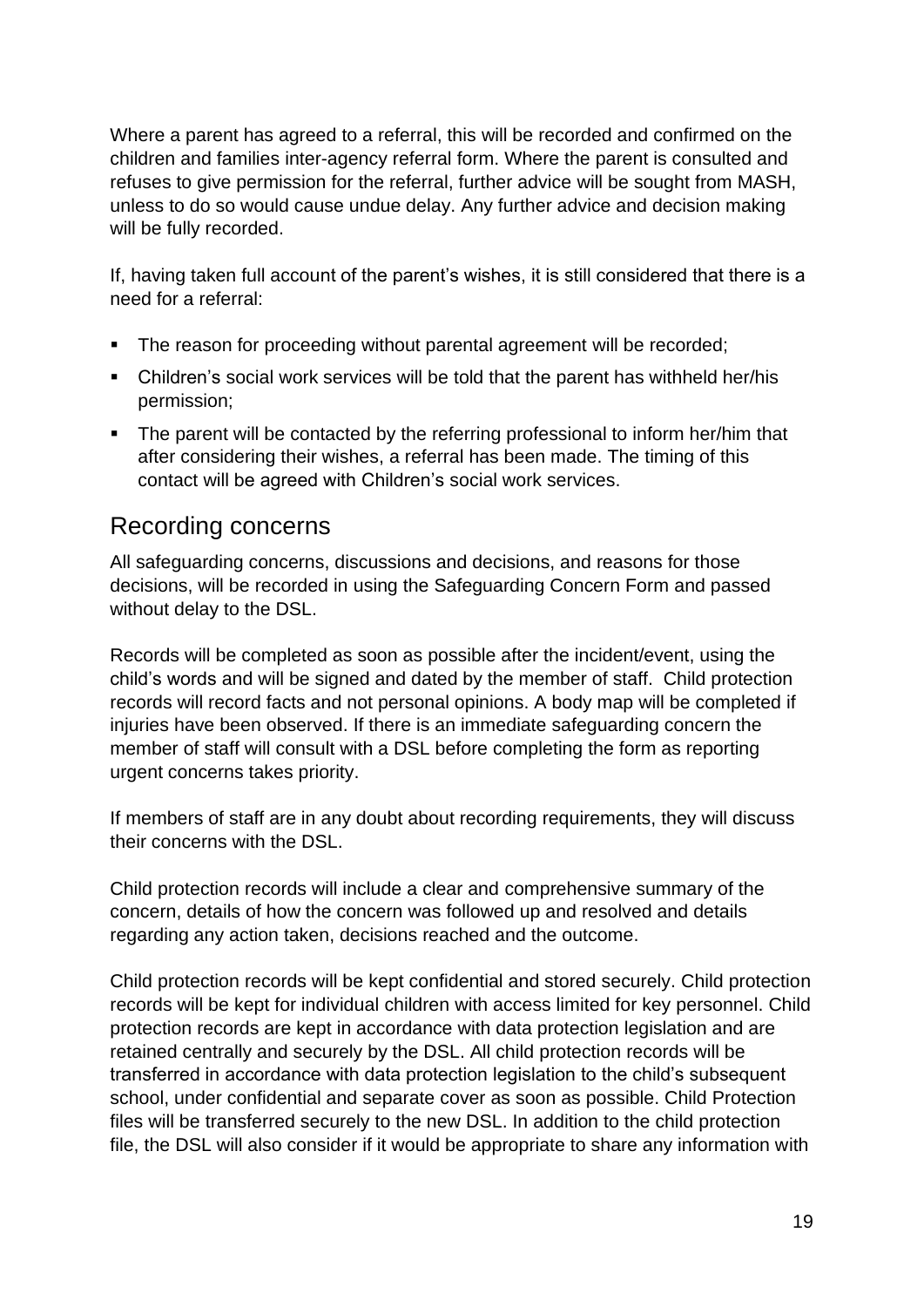Where a parent has agreed to a referral, this will be recorded and confirmed on the children and families inter-agency referral form. Where the parent is consulted and refuses to give permission for the referral, further advice will be sought from MASH, unless to do so would cause undue delay. Any further advice and decision making will be fully recorded.

If, having taken full account of the parent's wishes, it is still considered that there is a need for a referral:

- The reason for proceeding without parental agreement will be recorded;
- Children's social work services will be told that the parent has withheld her/his permission;
- The parent will be contacted by the referring professional to inform her/him that after considering their wishes, a referral has been made. The timing of this contact will be agreed with Children's social work services.

## Recording concerns

All safeguarding concerns, discussions and decisions, and reasons for those decisions, will be recorded in using the Safeguarding Concern Form and passed without delay to the DSL.

Records will be completed as soon as possible after the incident/event, using the child's words and will be signed and dated by the member of staff. Child protection records will record facts and not personal opinions. A body map will be completed if injuries have been observed. If there is an immediate safeguarding concern the member of staff will consult with a DSL before completing the form as reporting urgent concerns takes priority.

If members of staff are in any doubt about recording requirements, they will discuss their concerns with the DSL.

Child protection records will include a clear and comprehensive summary of the concern, details of how the concern was followed up and resolved and details regarding any action taken, decisions reached and the outcome.

Child protection records will be kept confidential and stored securely. Child protection records will be kept for individual children with access limited for key personnel. Child protection records are kept in accordance with data protection legislation and are retained centrally and securely by the DSL. All child protection records will be transferred in accordance with data protection legislation to the child's subsequent school, under confidential and separate cover as soon as possible. Child Protection files will be transferred securely to the new DSL. In addition to the child protection file, the DSL will also consider if it would be appropriate to share any information with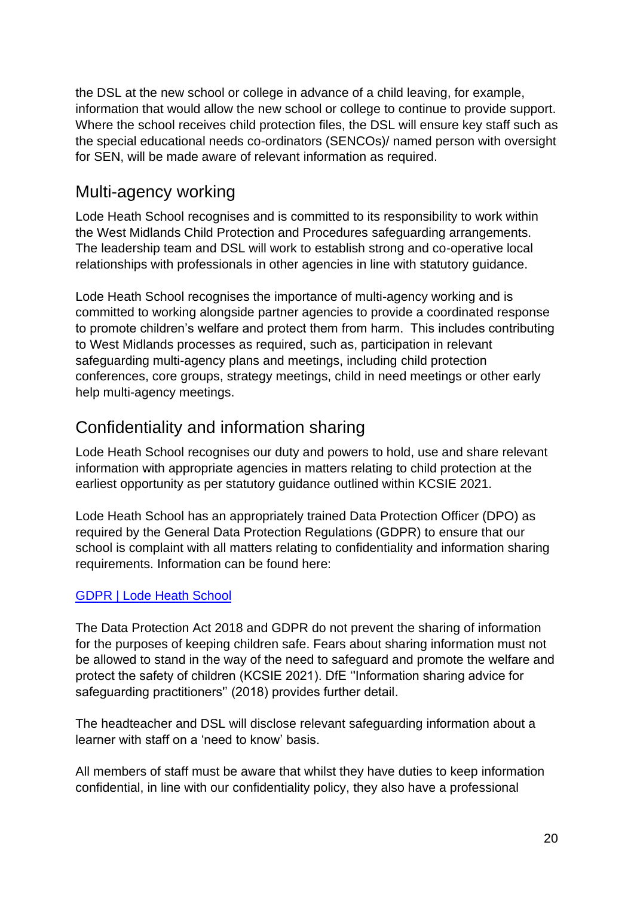the DSL at the new school or college in advance of a child leaving, for example, information that would allow the new school or college to continue to provide support. Where the school receives child protection files, the DSL will ensure key staff such as the special educational needs co-ordinators (SENCOs)/ named person with oversight for SEN, will be made aware of relevant information as required.

## Multi-agency working

Lode Heath School recognises and is committed to its responsibility to work within the West Midlands Child Protection and Procedures safeguarding arrangements. The leadership team and DSL will work to establish strong and co-operative local relationships with professionals in other agencies in line with statutory guidance.

Lode Heath School recognises the importance of multi-agency working and is committed to working alongside partner agencies to provide a coordinated response to promote children's welfare and protect them from harm. This includes contributing to West Midlands processes as required, such as, participation in relevant safeguarding multi-agency plans and meetings, including child protection conferences, core groups, strategy meetings, child in need meetings or other early help multi-agency meetings.

## Confidentiality and information sharing

Lode Heath School recognises our duty and powers to hold, use and share relevant information with appropriate agencies in matters relating to child protection at the earliest opportunity as per statutory guidance outlined within KCSIE 2021.

Lode Heath School has an appropriately trained Data Protection Officer (DPO) as required by the General Data Protection Regulations (GDPR) to ensure that our school is complaint with all matters relating to confidentiality and information sharing requirements. Information can be found here:

[GDPR | Lode Heath School]

The Data Protection Act 2018 and GDPR do not prevent the sharing of information for the purposes of keeping children safe. Fears about sharing information must not be allowed to stand in the way of the need to safeguard and promote the welfare and protect the safety of children (KCSIE 2021). DfE "Information sharing advice for safeguarding practitioners" (2018) provides further detail.

The headteacher and DSL will disclose relevant safeguarding information about a learner with staff on a 'need to know' basis.

All members of staff must be aware that whilst they have duties to keep information confidential, in line with our confidentiality policy, they also have a professional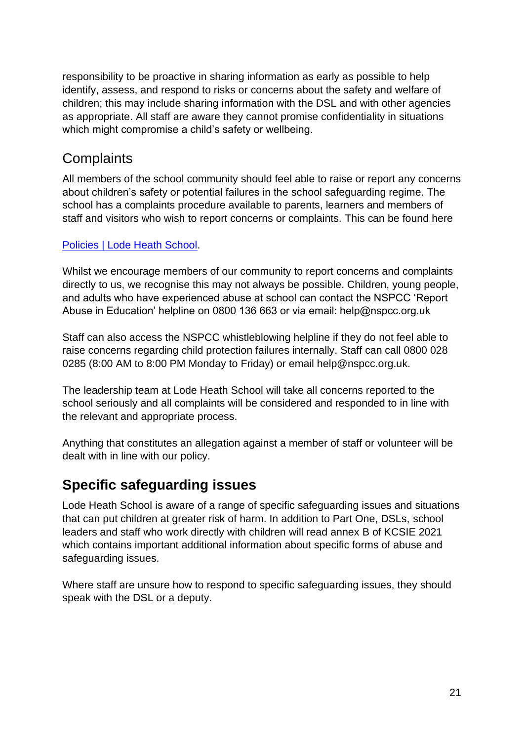responsibility to be proactive in sharing information as early as possible to help identify, assess, and respond to risks or concerns about the safety and welfare of children; this may include sharing information with the DSL and with other agencies as appropriate. All staff are aware they cannot promise confidentiality in situations which might compromise a child's safety or wellbeing.

## Complaints

All members of the school community should feel able to raise or report any concerns about children's safety or potential failures in the school safeguarding regime. The school has a complaints procedure available to parents, learners and members of staff and visitors who wish to report concerns or complaints. This can be found here

[Policies | Lode Heath School](#).

Whilst we encourage members of our community to report concerns and complaints directly to us, we recognise this may not always be possible. Children, young people, and adults who have experienced abuse at school can contact the NSPCC 'Report Abuse in Education' helpline on 0800 136 663 or via email: help@nspcc.org.uk

Staff can also access the NSPCC whistleblowing helpline if they do not feel able to raise concerns regarding child protection failures internally. Staff can call 0800 028 0285 (8:00 AM to 8:00 PM Monday to Friday) or email help@nspcc.org.uk.

The leadership team at Lode Heath School will take all concerns reported to the school seriously and all complaints will be considered and responded to in line with the relevant and appropriate process.

Anything that constitutes an allegation against a member of staff or volunteer will be dealt with in line with our policy.

## **Specific safeguarding issues**

Lode Heath School is aware of a range of specific safeguarding issues and situations that can put children at greater risk of harm. In addition to Part One, DSLs, school leaders and staff who work directly with children will read annex B of KCSIE 2021 which contains important additional information about specific forms of abuse and safeguarding issues.

Where staff are unsure how to respond to specific safeguarding issues, they should speak with the DSL or a deputy.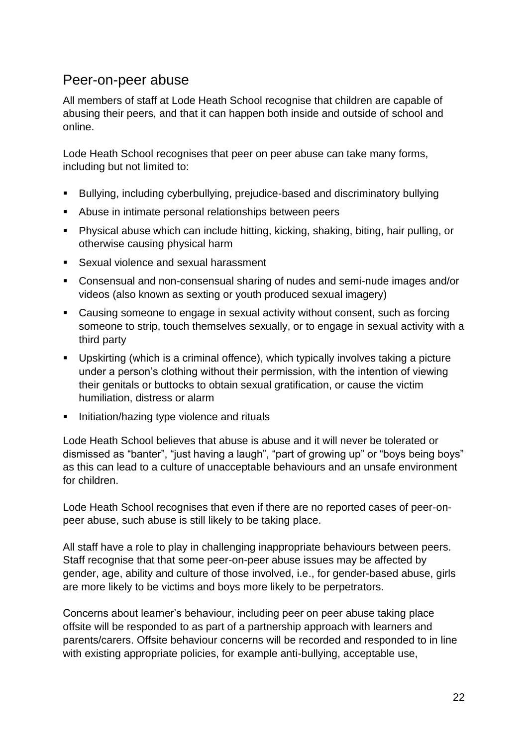## Peer-on-peer abuse

All members of staff at Lode Heath School recognise that children are capable of abusing their peers, and that it can happen both inside and outside of school and online.

Lode Heath School recognises that peer on peer abuse can take many forms, including but not limited to:

- Bullying, including cyberbullying, prejudice-based and discriminatory bullying
- Abuse in intimate personal relationships between peers
- Physical abuse which can include hitting, kicking, shaking, biting, hair pulling, or otherwise causing physical harm
- Sexual violence and sexual harassment
- Consensual and non-consensual sharing of nudes and semi-nude images and/or videos (also known as sexting or youth produced sexual imagery)
- Causing someone to engage in sexual activity without consent, such as forcing someone to strip, touch themselves sexually, or to engage in sexual activity with a third party
- Upskirting (which is a criminal offence), which typically involves taking a picture under a person's clothing without their permission, with the intention of viewing their genitals or buttocks to obtain sexual gratification, or cause the victim humiliation, distress or alarm
- Initiation/hazing type violence and rituals

Lode Heath School believes that abuse is abuse and it will never be tolerated or dismissed as "banter", "just having a laugh", "part of growing up" or "boys being boys" as this can lead to a culture of unacceptable behaviours and an unsafe environment for children.

Lode Heath School recognises that even if there are no reported cases of peer-on-peer abuse, such abuse is still likely to be taking place.

All staff have a role to play in challenging inappropriate behaviours between peers. Staff recognise that that some peer-on-peer abuse issues may be affected by gender, age, ability and culture of those involved, i.e., for gender-based abuse, girls are more likely to be victims and boys more likely to be perpetrators.

Concerns about learner's behaviour, including peer on peer abuse taking place offsite will be responded to as part of a partnership approach with learners and parents/carers. Offsite behaviour concerns will be recorded and responded to in line with existing appropriate policies, for example anti-bullying, acceptable use,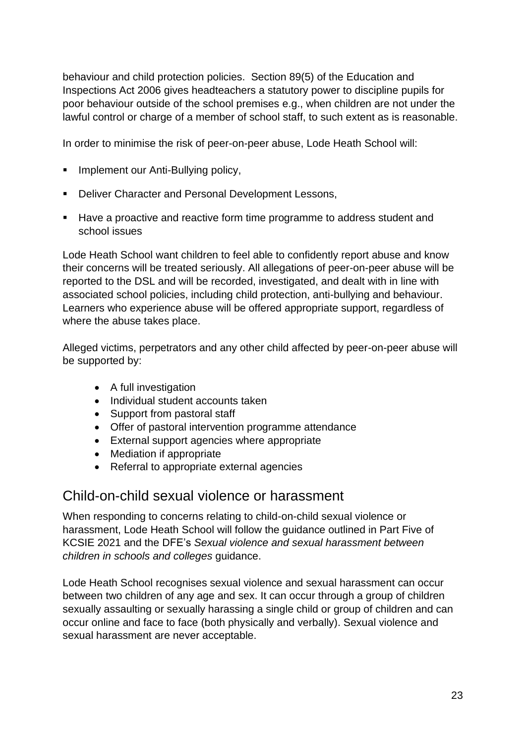behaviour and child protection policies. Section 89(5) of the Education and Inspections Act 2006 gives headteachers a statutory power to discipline pupils for poor behaviour outside of the school premises e.g., when children are not under the lawful control or charge of a member of school staff, to such extent as is reasonable.

In order to minimise the risk of peer-on-peer abuse, Lode Heath School will:

- Implement our Anti-Bullying policy,
- Deliver Character and Personal Development Lessons,
- Have a proactive and reactive form time programme to address student and school issues

Lode Heath School want children to feel able to confidently report abuse and know their concerns will be treated seriously. All allegations of peer-on-peer abuse will be reported to the DSL and will be recorded, investigated, and dealt with in line with associated school policies, including child protection, anti-bullying and behaviour. Learners who experience abuse will be offered appropriate support, regardless of where the abuse takes place.

Alleged victims, perpetrators and any other child affected by peer-on-peer abuse will be supported by:

- A full investigation
- Individual student accounts taken
- Support from pastoral staff
- Offer of pastoral intervention programme attendance
- External support agencies where appropriate
- Mediation if appropriate
- Referral to appropriate external agencies

## Child-on-child sexual violence or harassment

When responding to concerns relating to child-on-child sexual violence or harassment, Lode Heath School will follow the guidance outlined in Part Five of KCSIE 2021 and the DFE's *Sexual violence and sexual harassment between children in schools and colleges* guidance.

Lode Heath School recognises sexual violence and sexual harassment can occur between two children of any age and sex. It can occur through a group of children sexually assaulting or sexually harassing a single child or group of children and can occur online and face to face (both physically and verbally). Sexual violence and sexual harassment are never acceptable.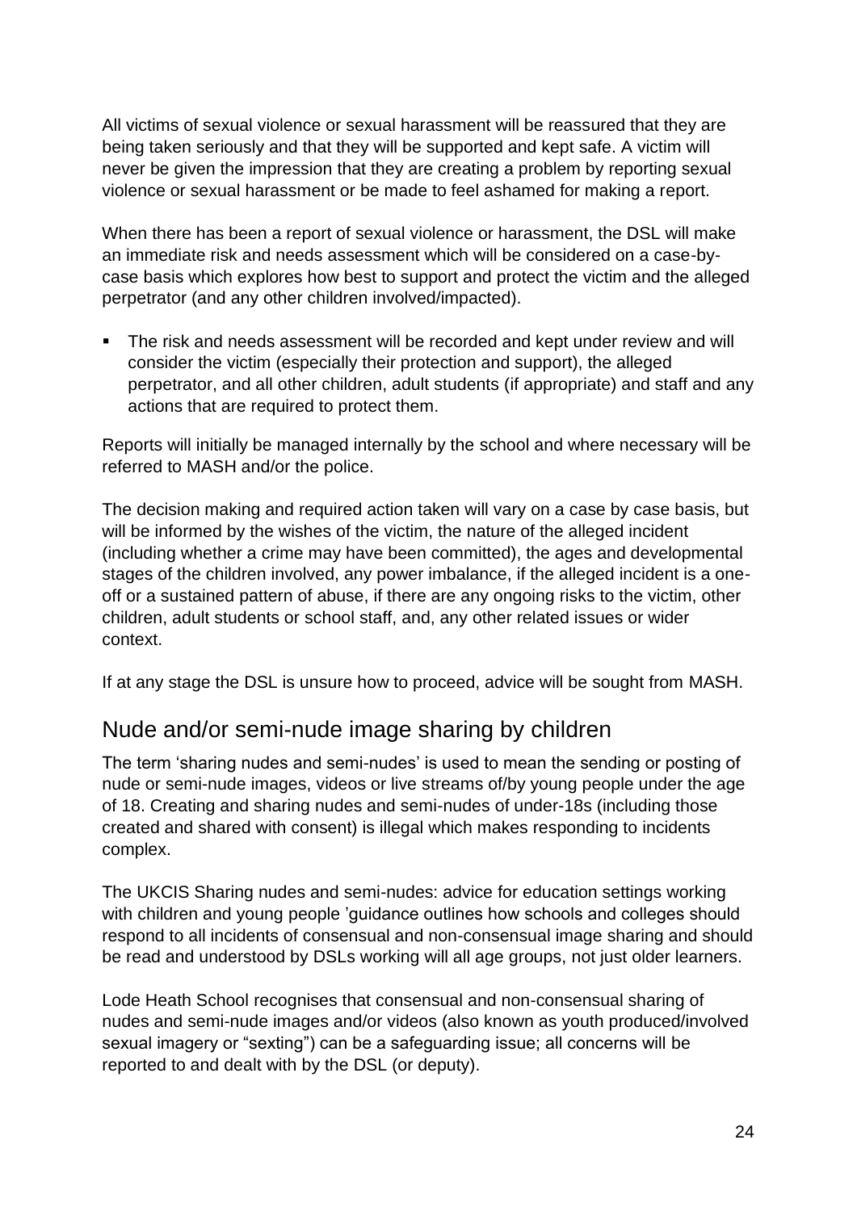All victims of sexual violence or sexual harassment will be reassured that they are being taken seriously and that they will be supported and kept safe. A victim will never be given the impression that they are creating a problem by reporting sexual violence or sexual harassment or be made to feel ashamed for making a report.

When there has been a report of sexual violence or harassment, the DSL will make an immediate risk and needs assessment which will be considered on a case-by-case basis which explores how best to support and protect the victim and the alleged perpetrator (and any other children involved/impacted).

- The risk and needs assessment will be recorded and kept under review and will consider the victim (especially their protection and support), the alleged perpetrator, and all other children, adult students (if appropriate) and staff and any actions that are required to protect them.

Reports will initially be managed internally by the school and where necessary will be referred to MASH and/or the police.

The decision making and required action taken will vary on a case by case basis, but will be informed by the wishes of the victim, the nature of the alleged incident (including whether a crime may have been committed), the ages and developmental stages of the children involved, any power imbalance, if the alleged incident is a one-off or a sustained pattern of abuse, if there are any ongoing risks to the victim, other children, adult students or school staff, and, any other related issues or wider context.

If at any stage the DSL is unsure how to proceed, advice will be sought from MASH.

## Nude and/or semi-nude image sharing by children

The term 'sharing nudes and semi-nudes' is used to mean the sending or posting of nude or semi-nude images, videos or live streams of/by young people under the age of 18. Creating and sharing nudes and semi-nudes of under-18s (including those created and shared with consent) is illegal which makes responding to incidents complex.

The UKCIS Sharing nudes and semi-nudes: advice for education settings working with children and young people 'guidance outlines how schools and colleges should respond to all incidents of consensual and non-consensual image sharing and should be read and understood by DSLs working will all age groups, not just older learners.

Lode Heath School recognises that consensual and non-consensual sharing of nudes and semi-nude images and/or videos (also known as youth produced/involved sexual imagery or "sexting") can be a safeguarding issue; all concerns will be reported to and dealt with by the DSL (or deputy).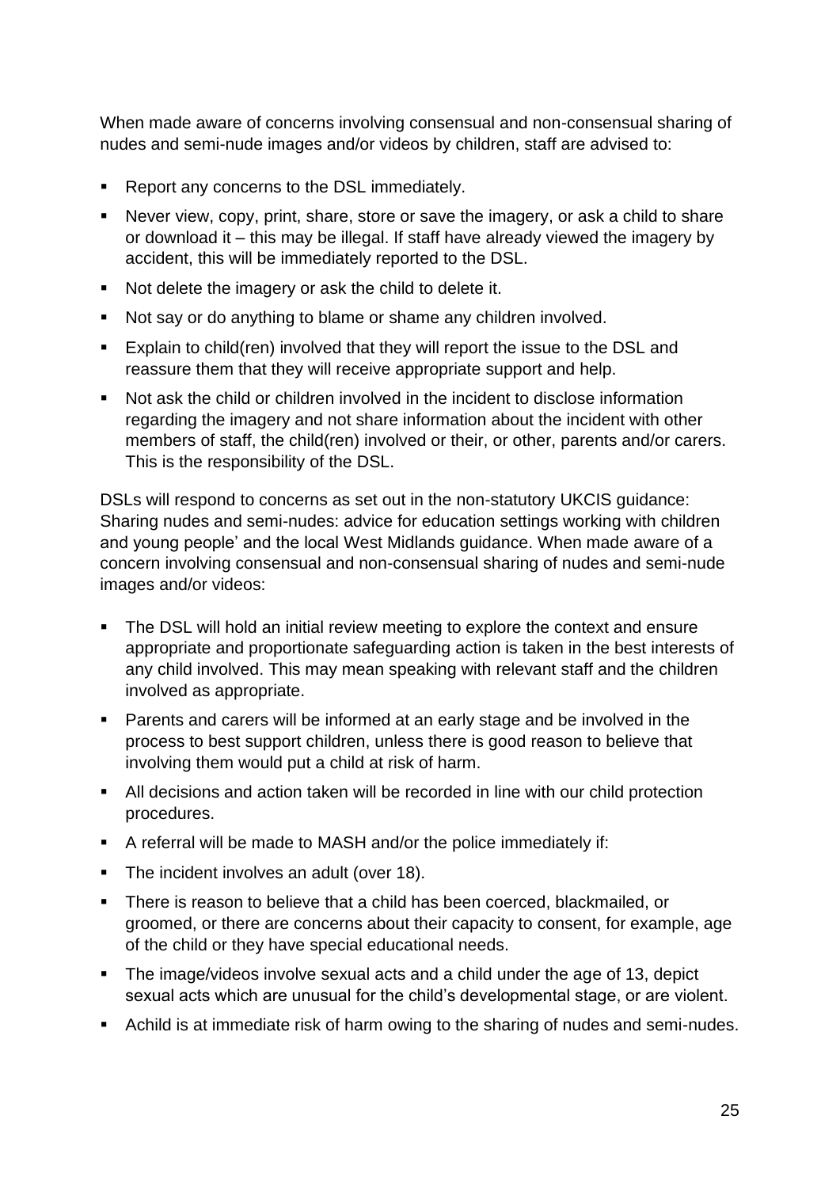When made aware of concerns involving consensual and non-consensual sharing of nudes and semi-nude images and/or videos by children, staff are advised to:

- Report any concerns to the DSL immediately.
- Never view, copy, print, share, store or save the imagery, or ask a child to share or download it – this may be illegal. If staff have already viewed the imagery by accident, this will be immediately reported to the DSL.
- Not delete the imagery or ask the child to delete it.
- Not say or do anything to blame or shame any children involved.
- Explain to child(ren) involved that they will report the issue to the DSL and reassure them that they will receive appropriate support and help.
- Not ask the child or children involved in the incident to disclose information regarding the imagery and not share information about the incident with other members of staff, the child(ren) involved or their, or other, parents and/or carers. This is the responsibility of the DSL.

DSLs will respond to concerns as set out in the non-statutory UKCIS guidance: Sharing nudes and semi-nudes: advice for education settings working with children and young people' and the local West Midlands guidance. When made aware of a concern involving consensual and non-consensual sharing of nudes and semi-nude images and/or videos:

- The DSL will hold an initial review meeting to explore the context and ensure appropriate and proportionate safeguarding action is taken in the best interests of any child involved. This may mean speaking with relevant staff and the children involved as appropriate.
- Parents and carers will be informed at an early stage and be involved in the process to best support children, unless there is good reason to believe that involving them would put a child at risk of harm.
- All decisions and action taken will be recorded in line with our child protection procedures.
- A referral will be made to MASH and/or the police immediately if:
- The incident involves an adult (over 18).
- There is reason to believe that a child has been coerced, blackmailed, or groomed, or there are concerns about their capacity to consent, for example, age of the child or they have special educational needs.
- The image/videos involve sexual acts and a child under the age of 13, depict sexual acts which are unusual for the child's developmental stage, or are violent.
- Achild is at immediate risk of harm owing to the sharing of nudes and semi-nudes.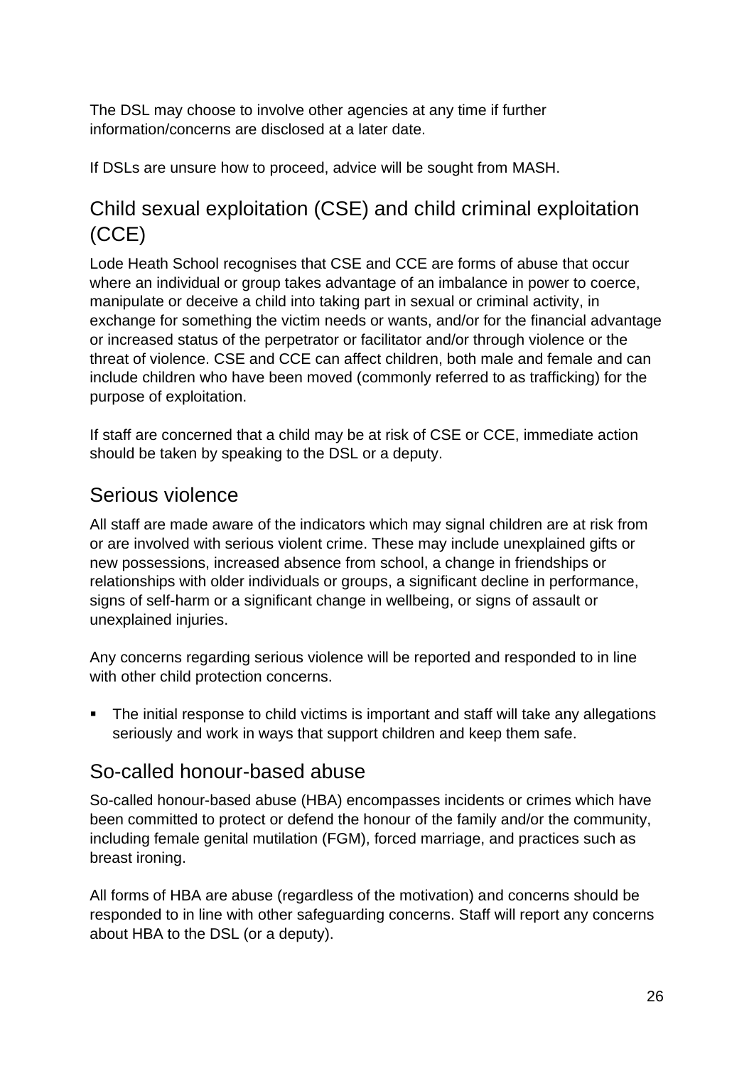The DSL may choose to involve other agencies at any time if further information/concerns are disclosed at a later date.

If DSLs are unsure how to proceed, advice will be sought from MASH.

## Child sexual exploitation (CSE) and child criminal exploitation (CCE)

Lode Heath School recognises that CSE and CCE are forms of abuse that occur where an individual or group takes advantage of an imbalance in power to coerce, manipulate or deceive a child into taking part in sexual or criminal activity, in exchange for something the victim needs or wants, and/or for the financial advantage or increased status of the perpetrator or facilitator and/or through violence or the threat of violence. CSE and CCE can affect children, both male and female and can include children who have been moved (commonly referred to as trafficking) for the purpose of exploitation.

If staff are concerned that a child may be at risk of CSE or CCE, immediate action should be taken by speaking to the DSL or a deputy.

## Serious violence

All staff are made aware of the indicators which may signal children are at risk from or are involved with serious violent crime. These may include unexplained gifts or new possessions, increased absence from school, a change in friendships or relationships with older individuals or groups, a significant decline in performance, signs of self-harm or a significant change in wellbeing, or signs of assault or unexplained injuries.

Any concerns regarding serious violence will be reported and responded to in line with other child protection concerns.

- The initial response to child victims is important and staff will take any allegations seriously and work in ways that support children and keep them safe.

## So-called honour-based abuse

So-called honour-based abuse (HBA) encompasses incidents or crimes which have been committed to protect or defend the honour of the family and/or the community, including female genital mutilation (FGM), forced marriage, and practices such as breast ironing.

All forms of HBA are abuse (regardless of the motivation) and concerns should be responded to in line with other safeguarding concerns. Staff will report any concerns about HBA to the DSL (or a deputy).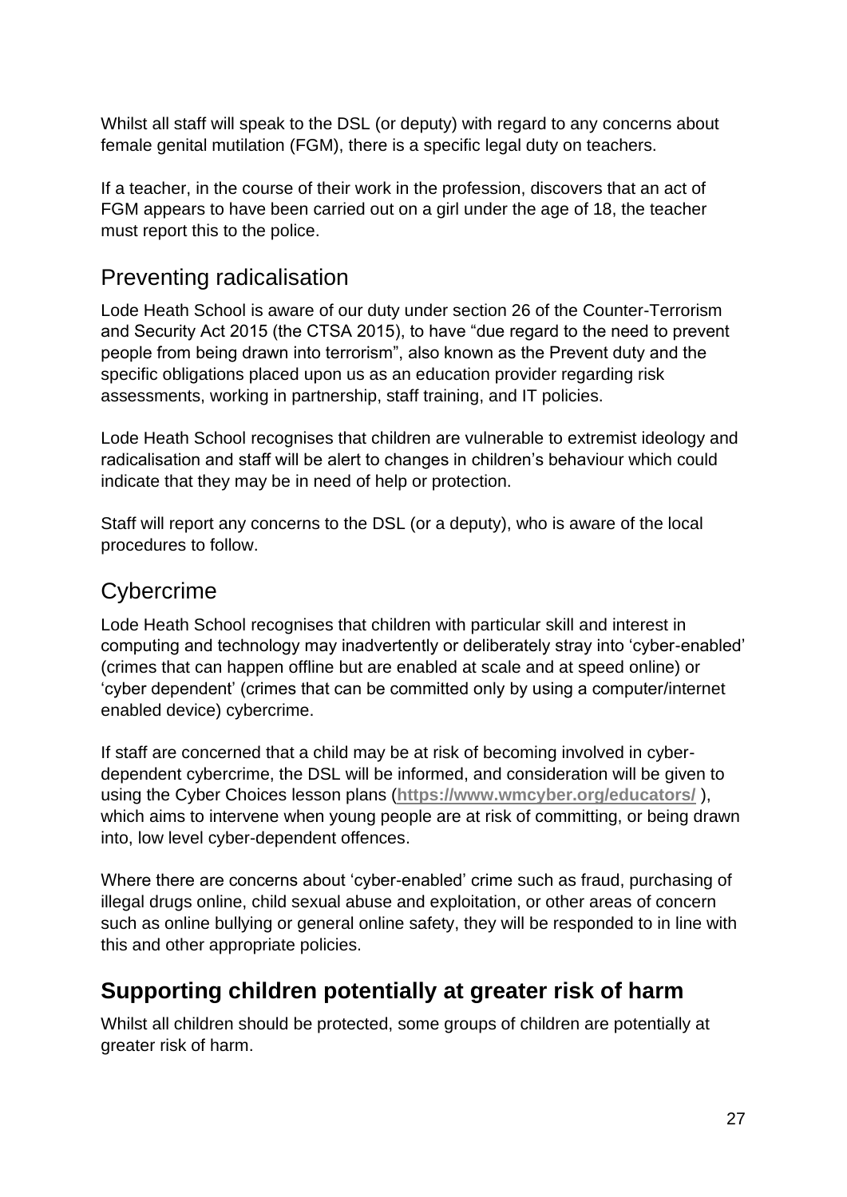Whilst all staff will speak to the DSL (or deputy) with regard to any concerns about female genital mutilation (FGM), there is a specific legal duty on teachers.

If a teacher, in the course of their work in the profession, discovers that an act of FGM appears to have been carried out on a girl under the age of 18, the teacher must report this to the police.

## Preventing radicalisation

Lode Heath School is aware of our duty under section 26 of the Counter-Terrorism and Security Act 2015 (the CTSA 2015), to have "due regard to the need to prevent people from being drawn into terrorism", also known as the Prevent duty and the specific obligations placed upon us as an education provider regarding risk assessments, working in partnership, staff training, and IT policies.

Lode Heath School recognises that children are vulnerable to extremist ideology and radicalisation and staff will be alert to changes in children's behaviour which could indicate that they may be in need of help or protection.

Staff will report any concerns to the DSL (or a deputy), who is aware of the local procedures to follow.

## Cybercrime

Lode Heath School recognises that children with particular skill and interest in computing and technology may inadvertently or deliberately stray into 'cyber-enabled' (crimes that can happen offline but are enabled at scale and at speed online) or 'cyber dependent' (crimes that can be committed only by using a computer/internet enabled device) cybercrime.

If staff are concerned that a child may be at risk of becoming involved in cyber-dependent cybercrime, the DSL will be informed, and consideration will be given to using the Cyber Choices lesson plans (**https://www.wmcyber.org/educators/** ), which aims to intervene when young people are at risk of committing, or being drawn into, low level cyber-dependent offences.

Where there are concerns about 'cyber-enabled' crime such as fraud, purchasing of illegal drugs online, child sexual abuse and exploitation, or other areas of concern such as online bullying or general online safety, they will be responded to in line with this and other appropriate policies.

## **Supporting children potentially at greater risk of harm**

Whilst all children should be protected, some groups of children are potentially at greater risk of harm.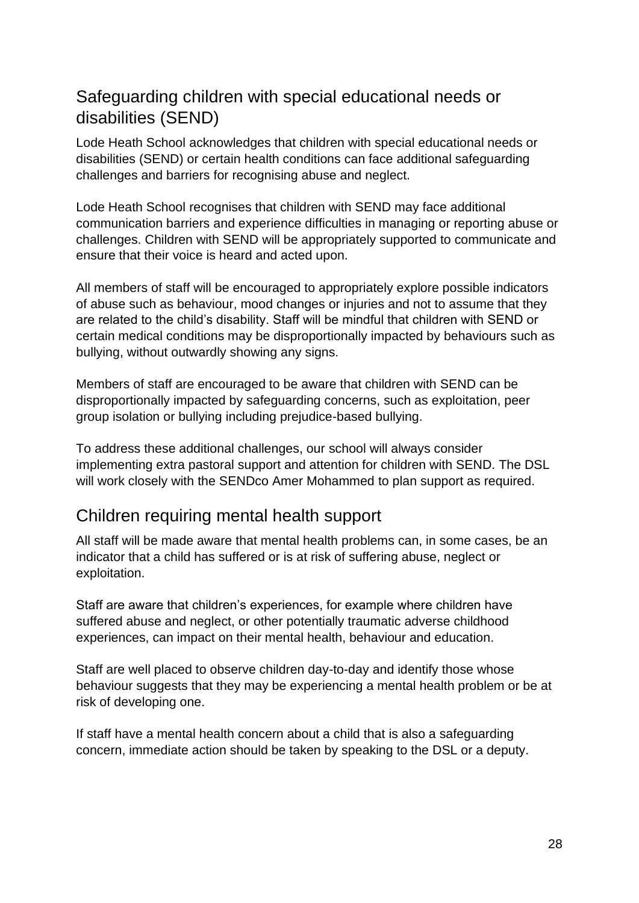## Safeguarding children with special educational needs or disabilities (SEND)

Lode Heath School acknowledges that children with special educational needs or disabilities (SEND) or certain health conditions can face additional safeguarding challenges and barriers for recognising abuse and neglect.

Lode Heath School recognises that children with SEND may face additional communication barriers and experience difficulties in managing or reporting abuse or challenges. Children with SEND will be appropriately supported to communicate and ensure that their voice is heard and acted upon.

All members of staff will be encouraged to appropriately explore possible indicators of abuse such as behaviour, mood changes or injuries and not to assume that they are related to the child's disability. Staff will be mindful that children with SEND or certain medical conditions may be disproportionally impacted by behaviours such as bullying, without outwardly showing any signs.

Members of staff are encouraged to be aware that children with SEND can be disproportionally impacted by safeguarding concerns, such as exploitation, peer group isolation or bullying including prejudice-based bullying.

To address these additional challenges, our school will always consider implementing extra pastoral support and attention for children with SEND. The DSL will work closely with the SENDco Amer Mohammed to plan support as required.

## Children requiring mental health support

All staff will be made aware that mental health problems can, in some cases, be an indicator that a child has suffered or is at risk of suffering abuse, neglect or exploitation.

Staff are aware that children's experiences, for example where children have suffered abuse and neglect, or other potentially traumatic adverse childhood experiences, can impact on their mental health, behaviour and education.

Staff are well placed to observe children day-to-day and identify those whose behaviour suggests that they may be experiencing a mental health problem or be at risk of developing one.

If staff have a mental health concern about a child that is also a safeguarding concern, immediate action should be taken by speaking to the DSL or a deputy.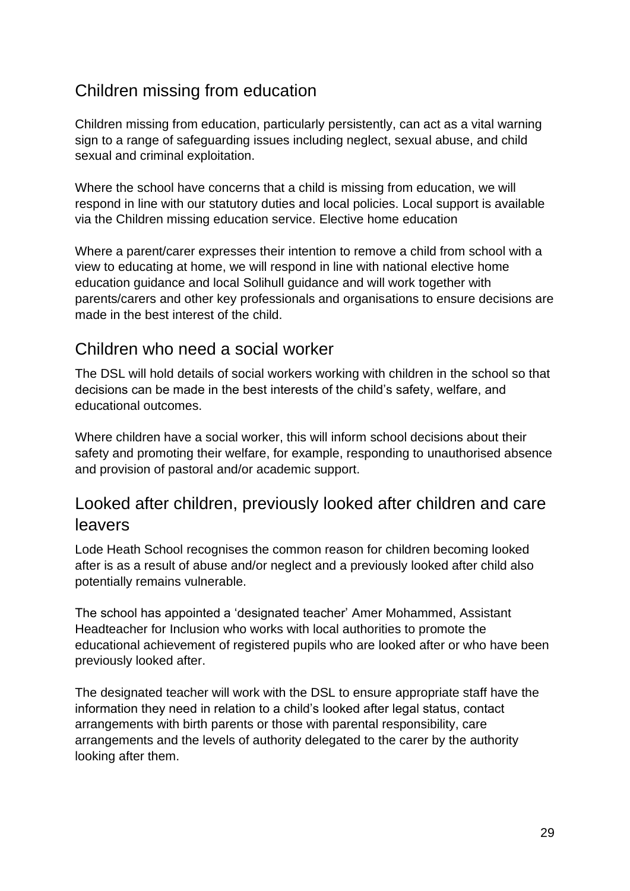## Children missing from education

Children missing from education, particularly persistently, can act as a vital warning sign to a range of safeguarding issues including neglect, sexual abuse, and child sexual and criminal exploitation.

Where the school have concerns that a child is missing from education, we will respond in line with our statutory duties and local policies. Local support is available via the Children missing education service. Elective home education

Where a parent/carer expresses their intention to remove a child from school with a view to educating at home, we will respond in line with national elective home education guidance and local Solihull guidance and will work together with parents/carers and other key professionals and organisations to ensure decisions are made in the best interest of the child.

## Children who need a social worker

The DSL will hold details of social workers working with children in the school so that decisions can be made in the best interests of the child's safety, welfare, and educational outcomes.

Where children have a social worker, this will inform school decisions about their safety and promoting their welfare, for example, responding to unauthorised absence and provision of pastoral and/or academic support.

## Looked after children, previously looked after children and care leavers

Lode Heath School recognises the common reason for children becoming looked after is as a result of abuse and/or neglect and a previously looked after child also potentially remains vulnerable.

The school has appointed a 'designated teacher' Amer Mohammed, Assistant Headteacher for Inclusion who works with local authorities to promote the educational achievement of registered pupils who are looked after or who have been previously looked after.

The designated teacher will work with the DSL to ensure appropriate staff have the information they need in relation to a child's looked after legal status, contact arrangements with birth parents or those with parental responsibility, care arrangements and the levels of authority delegated to the carer by the authority looking after them.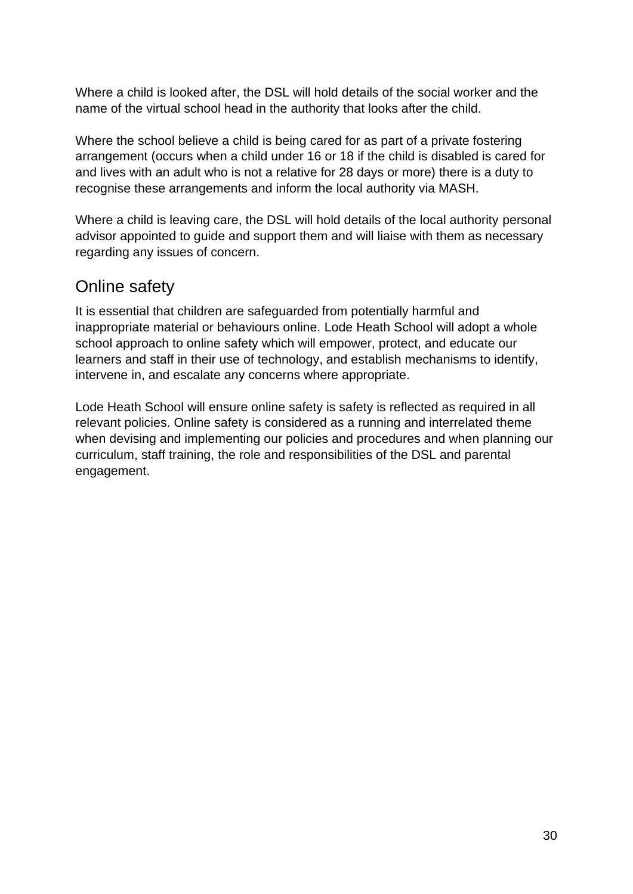Where a child is looked after, the DSL will hold details of the social worker and the name of the virtual school head in the authority that looks after the child.

Where the school believe a child is being cared for as part of a private fostering arrangement (occurs when a child under 16 or 18 if the child is disabled is cared for and lives with an adult who is not a relative for 28 days or more) there is a duty to recognise these arrangements and inform the local authority via MASH.

Where a child is leaving care, the DSL will hold details of the local authority personal advisor appointed to guide and support them and will liaise with them as necessary regarding any issues of concern.

## Online safety

It is essential that children are safeguarded from potentially harmful and inappropriate material or behaviours online. Lode Heath School will adopt a whole school approach to online safety which will empower, protect, and educate our learners and staff in their use of technology, and establish mechanisms to identify, intervene in, and escalate any concerns where appropriate.

Lode Heath School will ensure online safety is safety is reflected as required in all relevant policies. Online safety is considered as a running and interrelated theme when devising and implementing our policies and procedures and when planning our curriculum, staff training, the role and responsibilities of the DSL and parental engagement.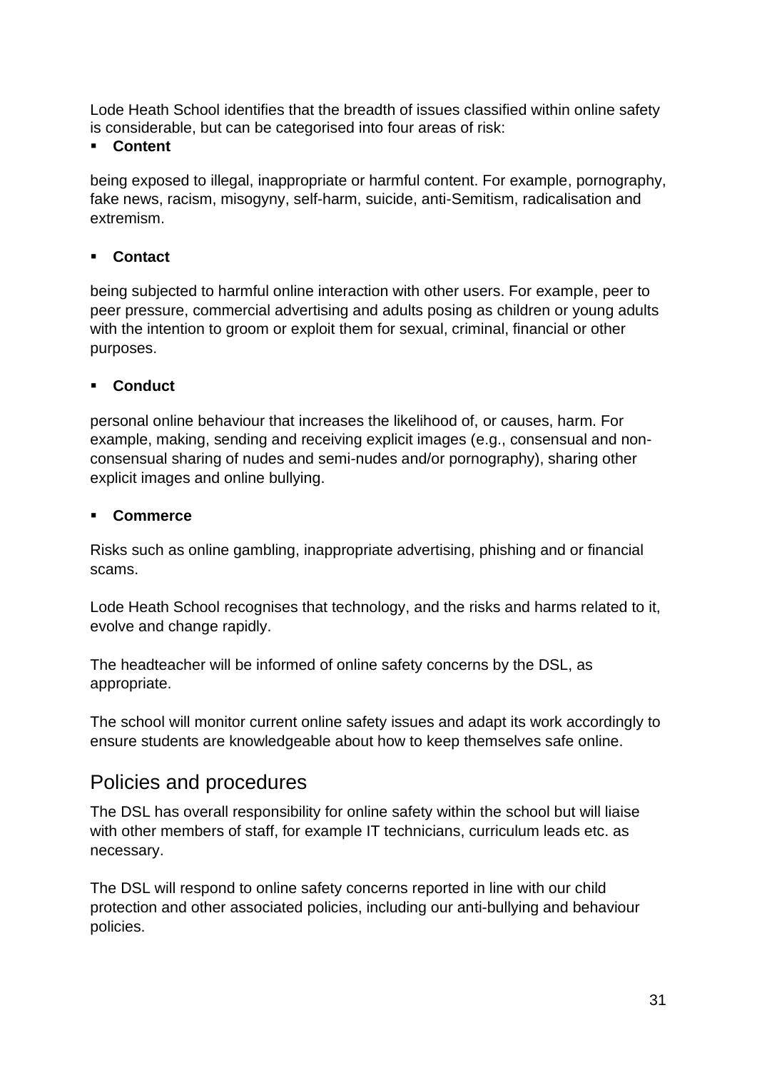Lode Heath School identifies that the breadth of issues classified within online safety is considerable, but can be categorised into four areas of risk:

- **Content**

being exposed to illegal, inappropriate or harmful content. For example, pornography, fake news, racism, misogyny, self-harm, suicide, anti-Semitism, radicalisation and extremism.

- **Contact**

being subjected to harmful online interaction with other users. For example, peer to peer pressure, commercial advertising and adults posing as children or young adults with the intention to groom or exploit them for sexual, criminal, financial or other purposes.

- **Conduct**

personal online behaviour that increases the likelihood of, or causes, harm. For example, making, sending and receiving explicit images (e.g., consensual and non-consensual sharing of nudes and semi-nudes and/or pornography), sharing other explicit images and online bullying.

- **Commerce**

Risks such as online gambling, inappropriate advertising, phishing and or financial scams.

Lode Heath School recognises that technology, and the risks and harms related to it, evolve and change rapidly.

The headteacher will be informed of online safety concerns by the DSL, as appropriate.

The school will monitor current online safety issues and adapt its work accordingly to ensure students are knowledgeable about how to keep themselves safe online.

## Policies and procedures

The DSL has overall responsibility for online safety within the school but will liaise with other members of staff, for example IT technicians, curriculum leads etc. as necessary.

The DSL will respond to online safety concerns reported in line with our child protection and other associated policies, including our anti-bullying and behaviour policies.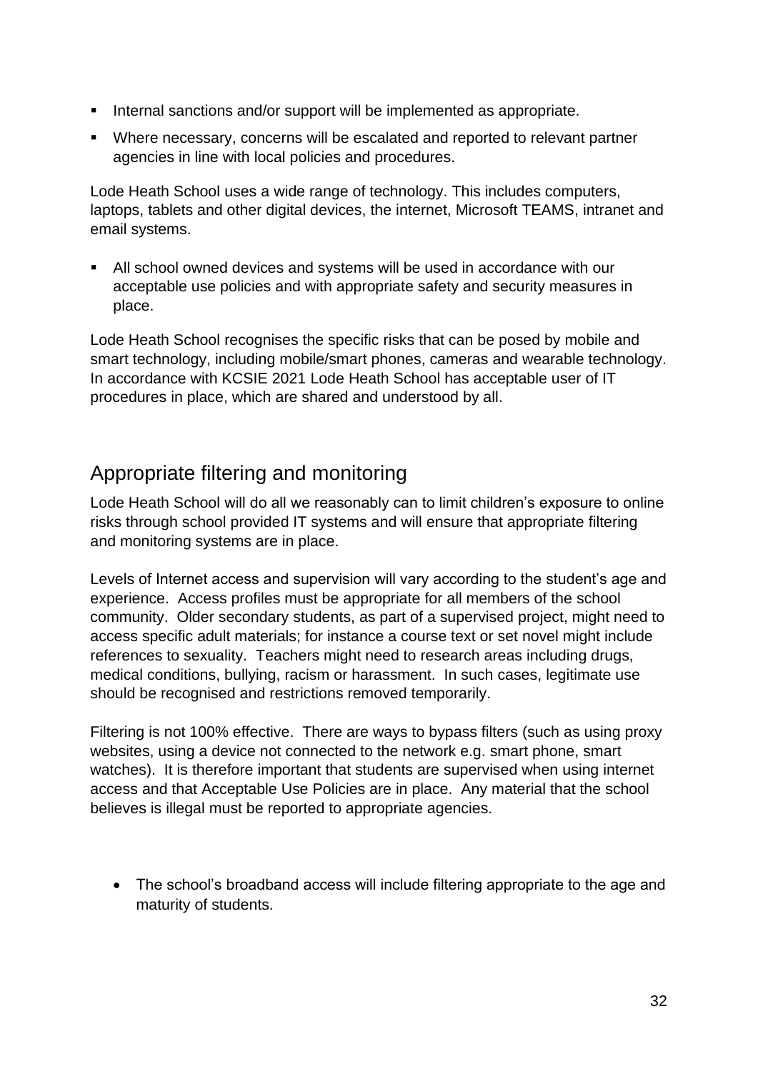- Internal sanctions and/or support will be implemented as appropriate.
- Where necessary, concerns will be escalated and reported to relevant partner agencies in line with local policies and procedures.

Lode Heath School uses a wide range of technology. This includes computers, laptops, tablets and other digital devices, the internet, Microsoft TEAMS, intranet and email systems.

- All school owned devices and systems will be used in accordance with our acceptable use policies and with appropriate safety and security measures in place.

Lode Heath School recognises the specific risks that can be posed by mobile and smart technology, including mobile/smart phones, cameras and wearable technology. In accordance with KCSIE 2021 Lode Heath School has acceptable user of IT procedures in place, which are shared and understood by all.

## Appropriate filtering and monitoring

Lode Heath School will do all we reasonably can to limit children's exposure to online risks through school provided IT systems and will ensure that appropriate filtering and monitoring systems are in place.

Levels of Internet access and supervision will vary according to the student's age and experience. Access profiles must be appropriate for all members of the school community. Older secondary students, as part of a supervised project, might need to access specific adult materials; for instance a course text or set novel might include references to sexuality. Teachers might need to research areas including drugs, medical conditions, bullying, racism or harassment. In such cases, legitimate use should be recognised and restrictions removed temporarily.

Filtering is not 100% effective. There are ways to bypass filters (such as using proxy websites, using a device not connected to the network e.g. smart phone, smart watches). It is therefore important that students are supervised when using internet access and that Acceptable Use Policies are in place. Any material that the school believes is illegal must be reported to appropriate agencies.

- The school's broadband access will include filtering appropriate to the age and maturity of students.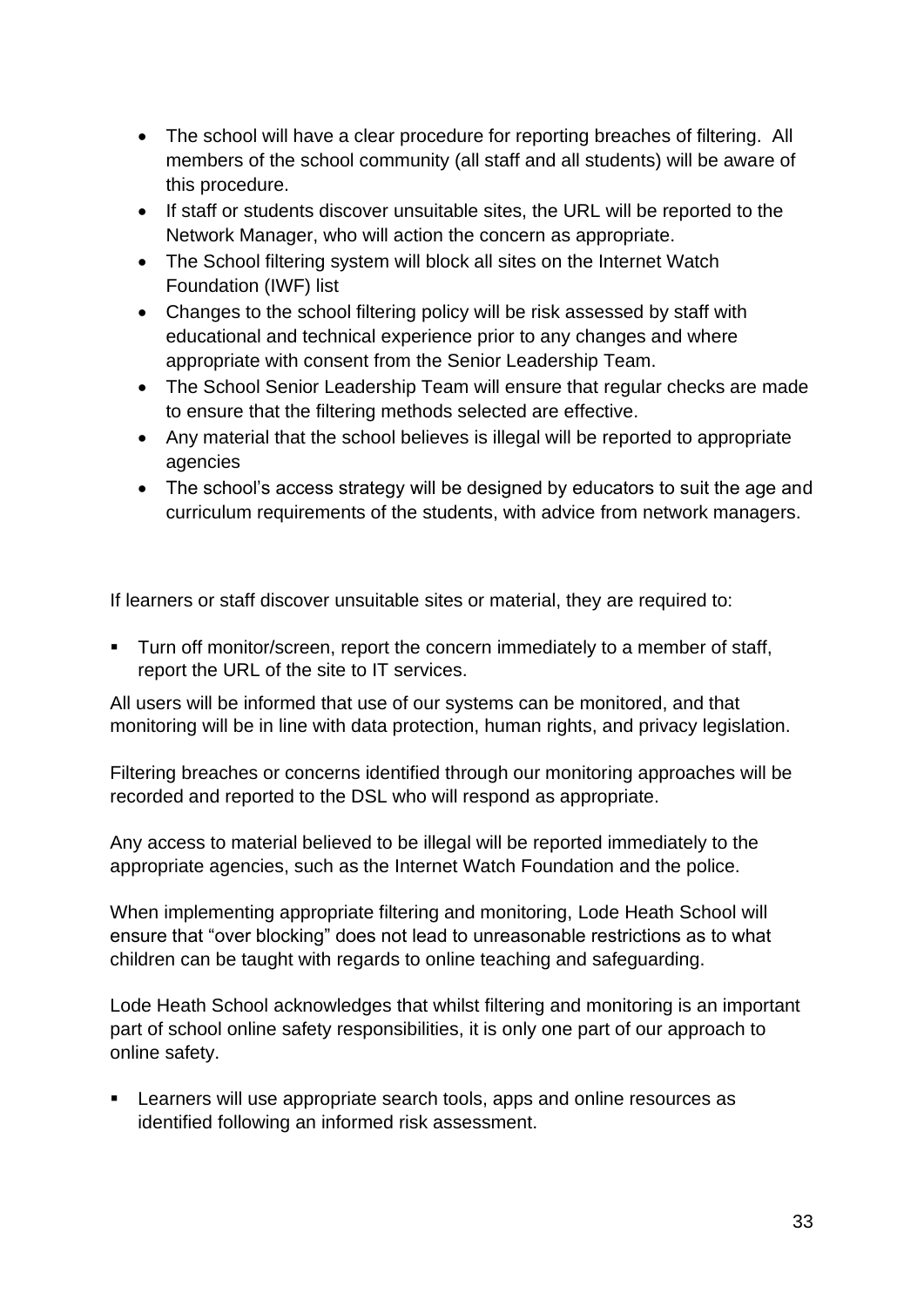- The school will have a clear procedure for reporting breaches of filtering. All members of the school community (all staff and all students) will be aware of this procedure.
- If staff or students discover unsuitable sites, the URL will be reported to the Network Manager, who will action the concern as appropriate.
- The School filtering system will block all sites on the Internet Watch Foundation (IWF) list
- Changes to the school filtering policy will be risk assessed by staff with educational and technical experience prior to any changes and where appropriate with consent from the Senior Leadership Team.
- The School Senior Leadership Team will ensure that regular checks are made to ensure that the filtering methods selected are effective.
- Any material that the school believes is illegal will be reported to appropriate agencies
- The school's access strategy will be designed by educators to suit the age and curriculum requirements of the students, with advice from network managers.

If learners or staff discover unsuitable sites or material, they are required to:

- Turn off monitor/screen, report the concern immediately to a member of staff, report the URL of the site to IT services.

All users will be informed that use of our systems can be monitored, and that monitoring will be in line with data protection, human rights, and privacy legislation.

Filtering breaches or concerns identified through our monitoring approaches will be recorded and reported to the DSL who will respond as appropriate.

Any access to material believed to be illegal will be reported immediately to the appropriate agencies, such as the Internet Watch Foundation and the police.

When implementing appropriate filtering and monitoring, Lode Heath School will ensure that "over blocking" does not lead to unreasonable restrictions as to what children can be taught with regards to online teaching and safeguarding.

Lode Heath School acknowledges that whilst filtering and monitoring is an important part of school online safety responsibilities, it is only one part of our approach to online safety.

- Learners will use appropriate search tools, apps and online resources as identified following an informed risk assessment.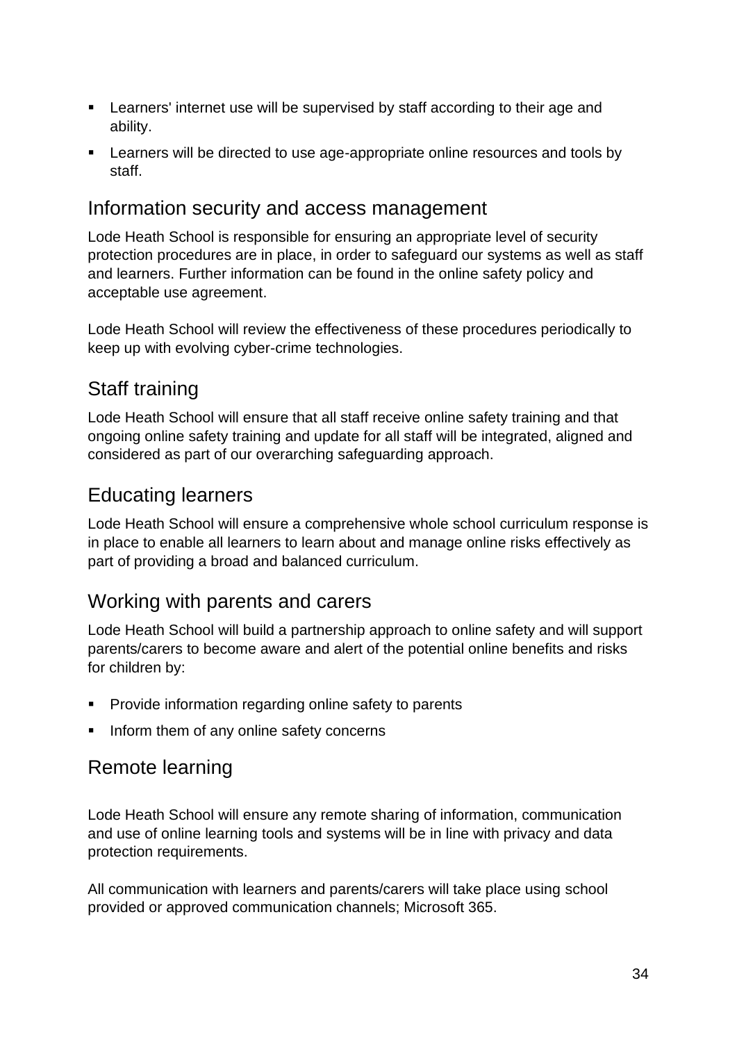- Learners' internet use will be supervised by staff according to their age and ability.
- Learners will be directed to use age-appropriate online resources and tools by staff.

## Information security and access management

Lode Heath School is responsible for ensuring an appropriate level of security protection procedures are in place, in order to safeguard our systems as well as staff and learners. Further information can be found in the online safety policy and acceptable use agreement.

Lode Heath School will review the effectiveness of these procedures periodically to keep up with evolving cyber-crime technologies.

## Staff training

Lode Heath School will ensure that all staff receive online safety training and that ongoing online safety training and update for all staff will be integrated, aligned and considered as part of our overarching safeguarding approach.

## Educating learners

Lode Heath School will ensure a comprehensive whole school curriculum response is in place to enable all learners to learn about and manage online risks effectively as part of providing a broad and balanced curriculum.

## Working with parents and carers

Lode Heath School will build a partnership approach to online safety and will support parents/carers to become aware and alert of the potential online benefits and risks for children by:

- Provide information regarding online safety to parents
- Inform them of any online safety concerns

## Remote learning

Lode Heath School will ensure any remote sharing of information, communication and use of online learning tools and systems will be in line with privacy and data protection requirements.

All communication with learners and parents/carers will take place using school provided or approved communication channels; Microsoft 365.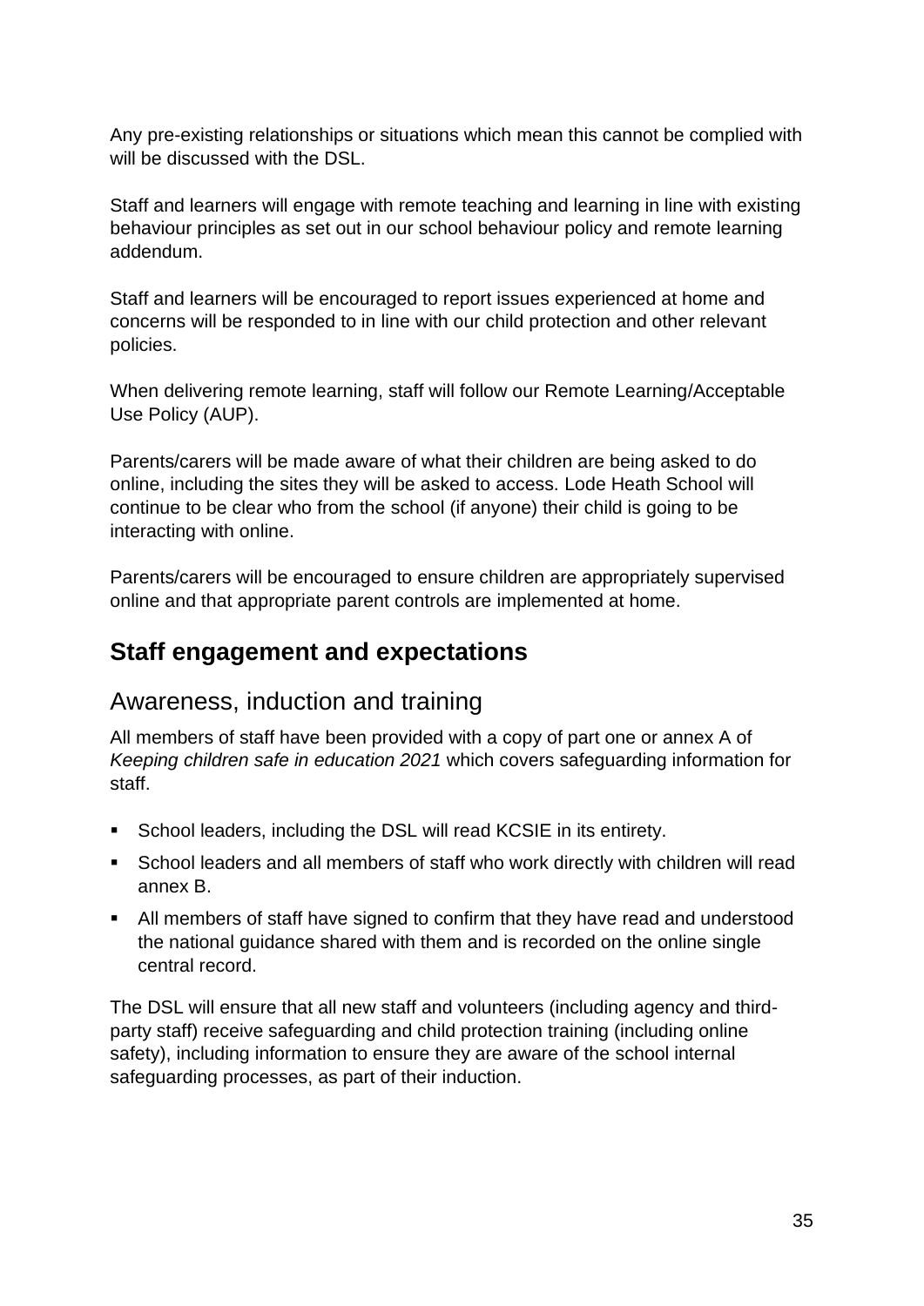Any pre-existing relationships or situations which mean this cannot be complied with will be discussed with the DSL.

Staff and learners will engage with remote teaching and learning in line with existing behaviour principles as set out in our school behaviour policy and remote learning addendum.

Staff and learners will be encouraged to report issues experienced at home and concerns will be responded to in line with our child protection and other relevant policies.

When delivering remote learning, staff will follow our Remote Learning/Acceptable Use Policy (AUP).

Parents/carers will be made aware of what their children are being asked to do online, including the sites they will be asked to access. Lode Heath School will continue to be clear who from the school (if anyone) their child is going to be interacting with online.

Parents/carers will be encouraged to ensure children are appropriately supervised online and that appropriate parent controls are implemented at home.

## Staff engagement and expectations

### Awareness, induction and training

All members of staff have been provided with a copy of part one or annex A of *Keeping children safe in education 2021* which covers safeguarding information for staff.

- School leaders, including the DSL will read KCSIE in its entirety.
- School leaders and all members of staff who work directly with children will read annex B.
- All members of staff have signed to confirm that they have read and understood the national guidance shared with them and is recorded on the online single central record.

The DSL will ensure that all new staff and volunteers (including agency and third-party staff) receive safeguarding and child protection training (including online safety), including information to ensure they are aware of the school internal safeguarding processes, as part of their induction.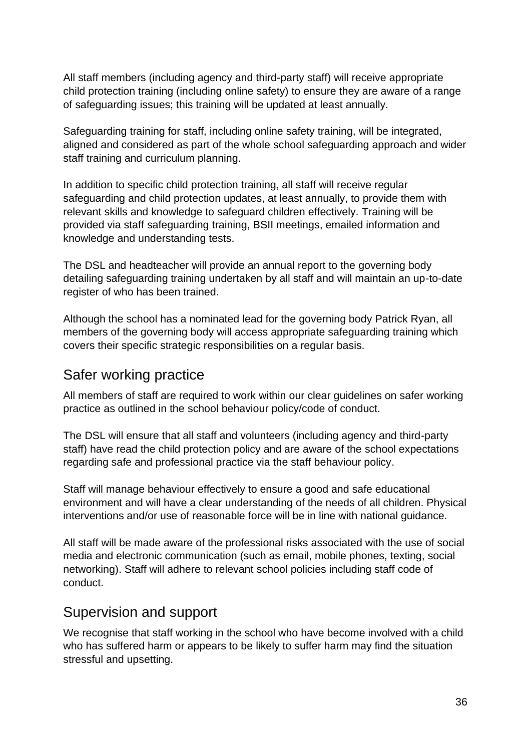All staff members (including agency and third-party staff) will receive appropriate child protection training (including online safety) to ensure they are aware of a range of safeguarding issues; this training will be updated at least annually.

Safeguarding training for staff, including online safety training, will be integrated, aligned and considered as part of the whole school safeguarding approach and wider staff training and curriculum planning.

In addition to specific child protection training, all staff will receive regular safeguarding and child protection updates, at least annually, to provide them with relevant skills and knowledge to safeguard children effectively. Training will be provided via staff safeguarding training, BSII meetings, emailed information and knowledge and understanding tests.

The DSL and headteacher will provide an annual report to the governing body detailing safeguarding training undertaken by all staff and will maintain an up-to-date register of who has been trained.

Although the school has a nominated lead for the governing body Patrick Ryan, all members of the governing body will access appropriate safeguarding training which covers their specific strategic responsibilities on a regular basis.

## Safer working practice

All members of staff are required to work within our clear guidelines on safer working practice as outlined in the school behaviour policy/code of conduct.

The DSL will ensure that all staff and volunteers (including agency and third-party staff) have read the child protection policy and are aware of the school expectations regarding safe and professional practice via the staff behaviour policy.

Staff will manage behaviour effectively to ensure a good and safe educational environment and will have a clear understanding of the needs of all children. Physical interventions and/or use of reasonable force will be in line with national guidance.

All staff will be made aware of the professional risks associated with the use of social media and electronic communication (such as email, mobile phones, texting, social networking). Staff will adhere to relevant school policies including staff code of conduct.

## Supervision and support

We recognise that staff working in the school who have become involved with a child who has suffered harm or appears to be likely to suffer harm may find the situation stressful and upsetting.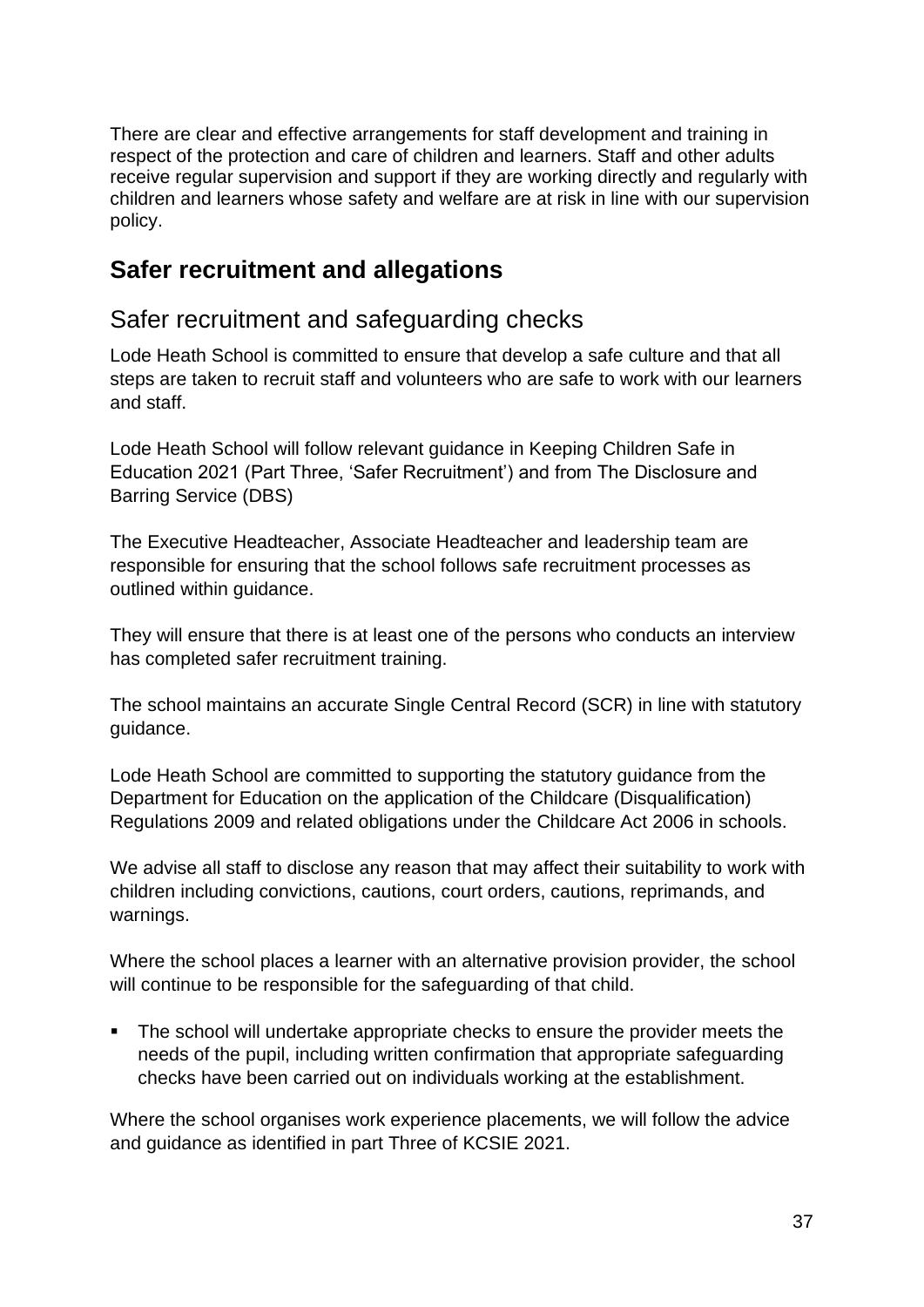There are clear and effective arrangements for staff development and training in respect of the protection and care of children and learners. Staff and other adults receive regular supervision and support if they are working directly and regularly with children and learners whose safety and welfare are at risk in line with our supervision policy.

## Safer recruitment and allegations

### Safer recruitment and safeguarding checks

Lode Heath School is committed to ensure that develop a safe culture and that all steps are taken to recruit staff and volunteers who are safe to work with our learners and staff.

Lode Heath School will follow relevant guidance in Keeping Children Safe in Education 2021 (Part Three, 'Safer Recruitment') and from The Disclosure and Barring Service (DBS)

The Executive Headteacher, Associate Headteacher and leadership team are responsible for ensuring that the school follows safe recruitment processes as outlined within guidance.

They will ensure that there is at least one of the persons who conducts an interview has completed safer recruitment training.

The school maintains an accurate Single Central Record (SCR) in line with statutory guidance.

Lode Heath School are committed to supporting the statutory guidance from the Department for Education on the application of the Childcare (Disqualification) Regulations 2009 and related obligations under the Childcare Act 2006 in schools.

We advise all staff to disclose any reason that may affect their suitability to work with children including convictions, cautions, court orders, cautions, reprimands, and warnings.

Where the school places a learner with an alternative provision provider, the school will continue to be responsible for the safeguarding of that child.

- The school will undertake appropriate checks to ensure the provider meets the needs of the pupil, including written confirmation that appropriate safeguarding checks have been carried out on individuals working at the establishment.

Where the school organises work experience placements, we will follow the advice and guidance as identified in part Three of KCSIE 2021.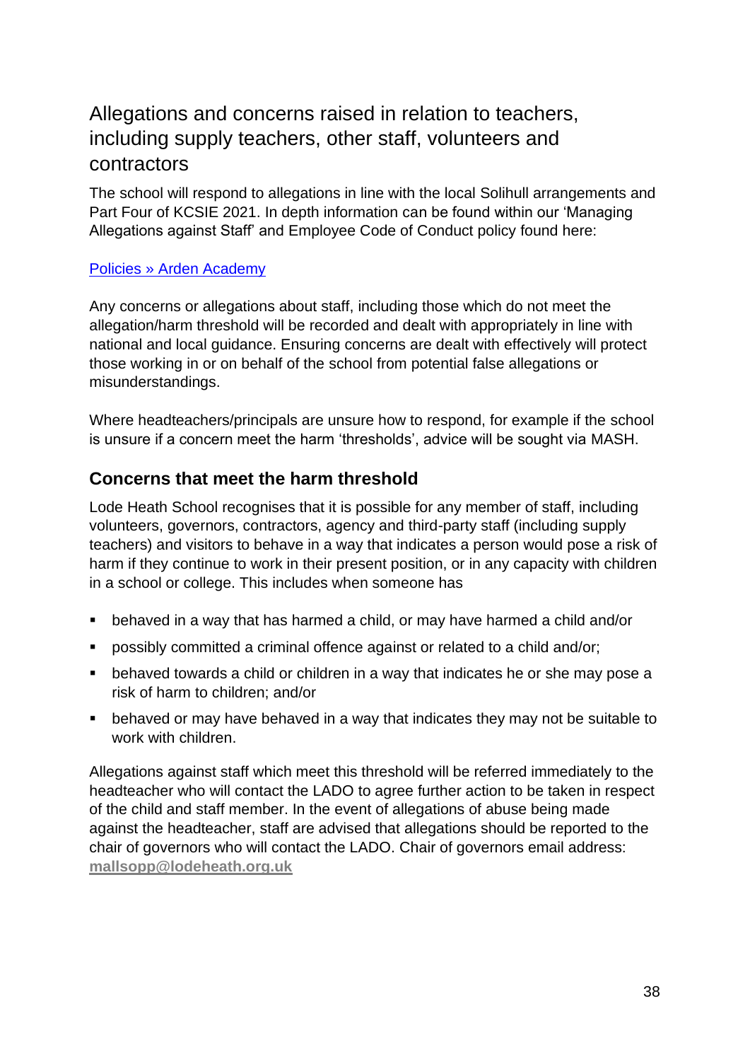## Allegations and concerns raised in relation to teachers, including supply teachers, other staff, volunteers and contractors

The school will respond to allegations in line with the local Solihull arrangements and Part Four of KCSIE 2021. In depth information can be found within our 'Managing Allegations against Staff' and Employee Code of Conduct policy found here:

[Policies » Arden Academy]()

Any concerns or allegations about staff, including those which do not meet the allegation/harm threshold will be recorded and dealt with appropriately in line with national and local guidance. Ensuring concerns are dealt with effectively will protect those working in or on behalf of the school from potential false allegations or misunderstandings.

Where headteachers/principals are unsure how to respond, for example if the school is unsure if a concern meet the harm 'thresholds', advice will be sought via MASH.

### Concerns that meet the harm threshold

Lode Heath School recognises that it is possible for any member of staff, including volunteers, governors, contractors, agency and third-party staff (including supply teachers) and visitors to behave in a way that indicates a person would pose a risk of harm if they continue to work in their present position, or in any capacity with children in a school or college. This includes when someone has

- behaved in a way that has harmed a child, or may have harmed a child and/or
- possibly committed a criminal offence against or related to a child and/or;
- behaved towards a child or children in a way that indicates he or she may pose a risk of harm to children; and/or
- behaved or may have behaved in a way that indicates they may not be suitable to work with children.

Allegations against staff which meet this threshold will be referred immediately to the headteacher who will contact the LADO to agree further action to be taken in respect of the child and staff member. In the event of allegations of abuse being made against the headteacher, staff are advised that allegations should be reported to the chair of governors who will contact the LADO. Chair of governors email address: **mallsopp@lodeheath.org.uk**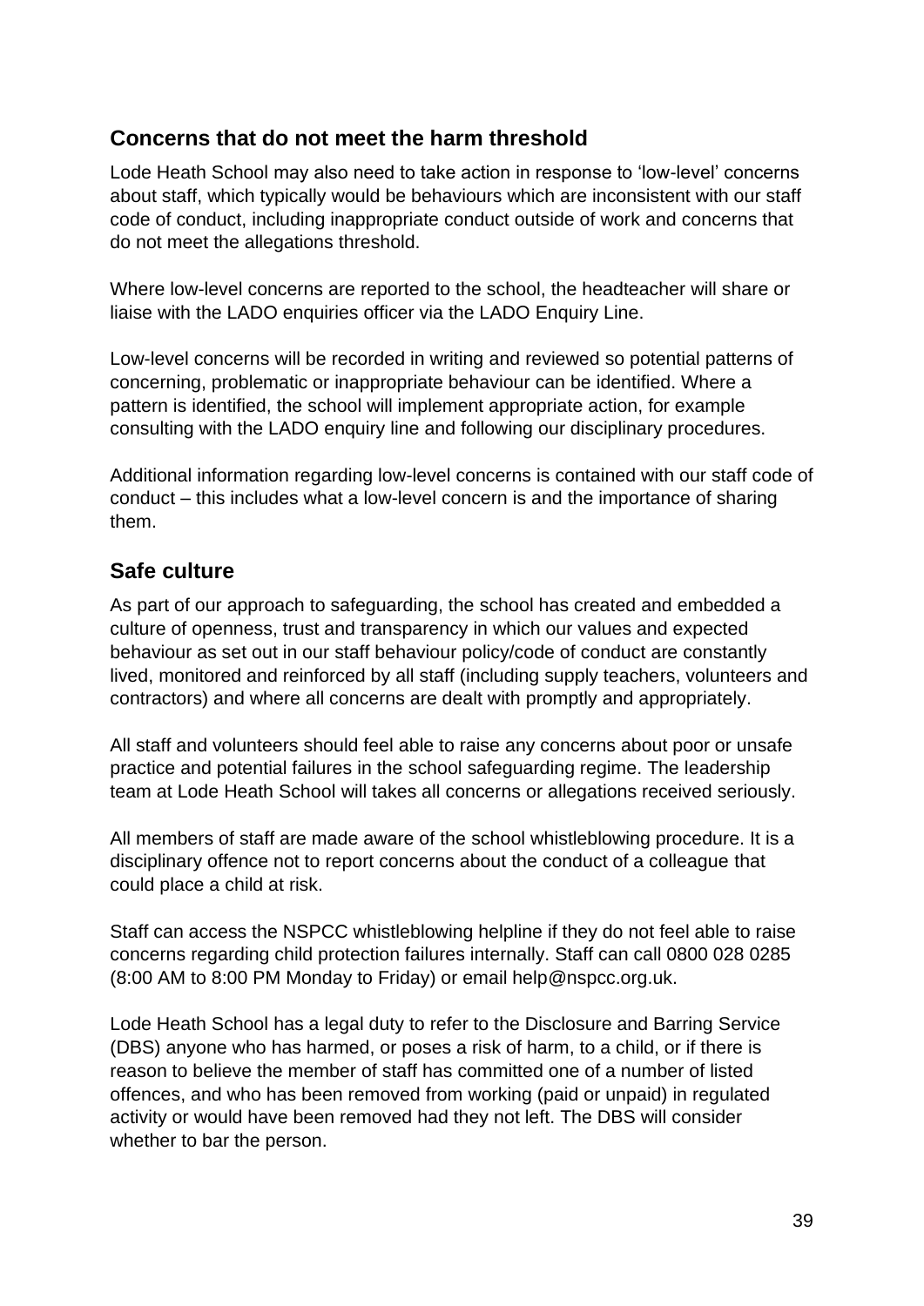## Concerns that do not meet the harm threshold

Lode Heath School may also need to take action in response to 'low-level' concerns about staff, which typically would be behaviours which are inconsistent with our staff code of conduct, including inappropriate conduct outside of work and concerns that do not meet the allegations threshold.

Where low-level concerns are reported to the school, the headteacher will share or liaise with the LADO enquiries officer via the LADO Enquiry Line.

Low-level concerns will be recorded in writing and reviewed so potential patterns of concerning, problematic or inappropriate behaviour can be identified. Where a pattern is identified, the school will implement appropriate action, for example consulting with the LADO enquiry line and following our disciplinary procedures.

Additional information regarding low-level concerns is contained with our staff code of conduct – this includes what a low-level concern is and the importance of sharing them.

## Safe culture

As part of our approach to safeguarding, the school has created and embedded a culture of openness, trust and transparency in which our values and expected behaviour as set out in our staff behaviour policy/code of conduct are constantly lived, monitored and reinforced by all staff (including supply teachers, volunteers and contractors) and where all concerns are dealt with promptly and appropriately.

All staff and volunteers should feel able to raise any concerns about poor or unsafe practice and potential failures in the school safeguarding regime. The leadership team at Lode Heath School will takes all concerns or allegations received seriously.

All members of staff are made aware of the school whistleblowing procedure. It is a disciplinary offence not to report concerns about the conduct of a colleague that could place a child at risk.

Staff can access the NSPCC whistleblowing helpline if they do not feel able to raise concerns regarding child protection failures internally. Staff can call 0800 028 0285 (8:00 AM to 8:00 PM Monday to Friday) or email help@nspcc.org.uk.

Lode Heath School has a legal duty to refer to the Disclosure and Barring Service (DBS) anyone who has harmed, or poses a risk of harm, to a child, or if there is reason to believe the member of staff has committed one of a number of listed offences, and who has been removed from working (paid or unpaid) in regulated activity or would have been removed had they not left. The DBS will consider whether to bar the person.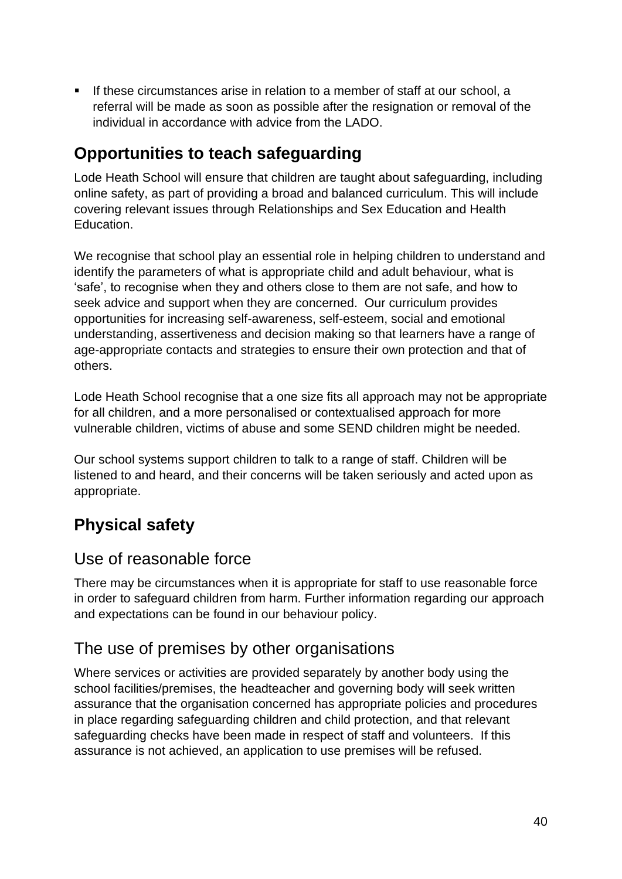- If these circumstances arise in relation to a member of staff at our school, a referral will be made as soon as possible after the resignation or removal of the individual in accordance with advice from the LADO.

## Opportunities to teach safeguarding

Lode Heath School will ensure that children are taught about safeguarding, including online safety, as part of providing a broad and balanced curriculum. This will include covering relevant issues through Relationships and Sex Education and Health Education.

We recognise that school play an essential role in helping children to understand and identify the parameters of what is appropriate child and adult behaviour, what is 'safe', to recognise when they and others close to them are not safe, and how to seek advice and support when they are concerned. Our curriculum provides opportunities for increasing self-awareness, self-esteem, social and emotional understanding, assertiveness and decision making so that learners have a range of age-appropriate contacts and strategies to ensure their own protection and that of others.

Lode Heath School recognise that a one size fits all approach may not be appropriate for all children, and a more personalised or contextualised approach for more vulnerable children, victims of abuse and some SEND children might be needed.

Our school systems support children to talk to a range of staff. Children will be listened to and heard, and their concerns will be taken seriously and acted upon as appropriate.

## Physical safety

### Use of reasonable force

There may be circumstances when it is appropriate for staff to use reasonable force in order to safeguard children from harm. Further information regarding our approach and expectations can be found in our behaviour policy.

### The use of premises by other organisations

Where services or activities are provided separately by another body using the school facilities/premises, the headteacher and governing body will seek written assurance that the organisation concerned has appropriate policies and procedures in place regarding safeguarding children and child protection, and that relevant safeguarding checks have been made in respect of staff and volunteers. If this assurance is not achieved, an application to use premises will be refused.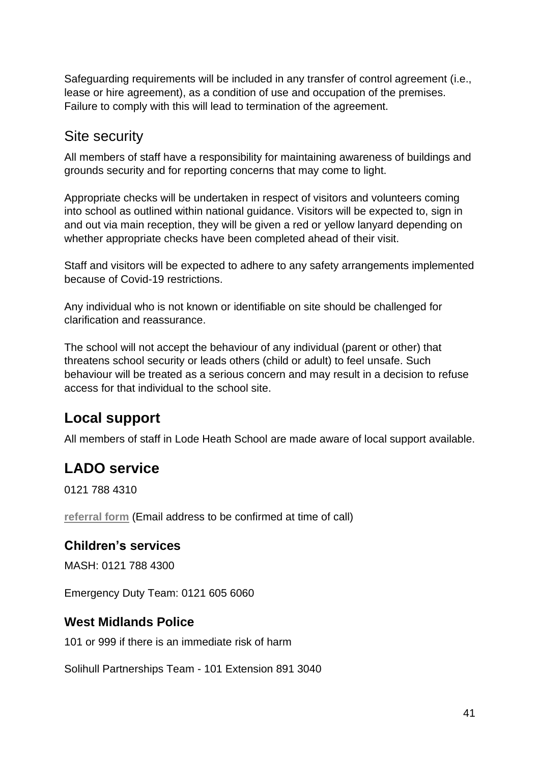Safeguarding requirements will be included in any transfer of control agreement (i.e., lease or hire agreement), as a condition of use and occupation of the premises. Failure to comply with this will lead to termination of the agreement.

## Site security

All members of staff have a responsibility for maintaining awareness of buildings and grounds security and for reporting concerns that may come to light.

Appropriate checks will be undertaken in respect of visitors and volunteers coming into school as outlined within national guidance. Visitors will be expected to, sign in and out via main reception, they will be given a red or yellow lanyard depending on whether appropriate checks have been completed ahead of their visit.

Staff and visitors will be expected to adhere to any safety arrangements implemented because of Covid-19 restrictions.

Any individual who is not known or identifiable on site should be challenged for clarification and reassurance.

The school will not accept the behaviour of any individual (parent or other) that threatens school security or leads others (child or adult) to feel unsafe. Such behaviour will be treated as a serious concern and may result in a decision to refuse access for that individual to the school site.

## Local support

All members of staff in Lode Heath School are made aware of local support available.

## LADO service

0121 788 4310

**referral form** (Email address to be confirmed at time of call)

### Children's services

MASH: 0121 788 4300

Emergency Duty Team: 0121 605 6060

### West Midlands Police

101 or 999 if there is an immediate risk of harm

Solihull Partnerships Team - 101 Extension 891 3040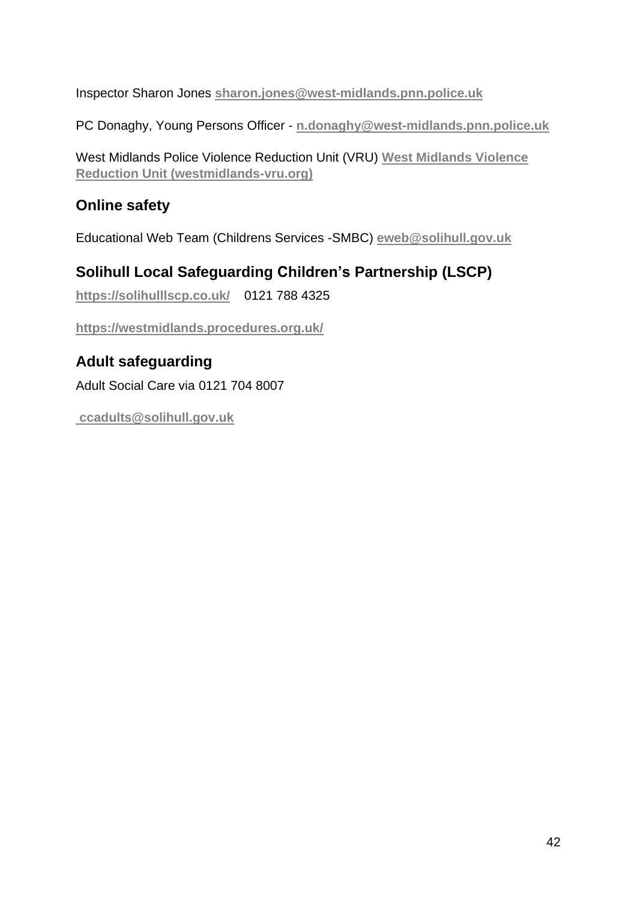Inspector Sharon Jones **sharon.jones@west-midlands.pnn.police.uk**

PC Donaghy, Young Persons Officer - **n.donaghy@west-midlands.pnn.police.uk**

West Midlands Police Violence Reduction Unit (VRU) **West Midlands Violence Reduction Unit (westmidlands-vru.org)**

## Online safety

Educational Web Team (Childrens Services -SMBC) **eweb@solihull.gov.uk**

## Solihull Local Safeguarding Children's Partnership (LSCP)

**https://solihulllscp.co.uk/** 0121 788 4325

**https://westmidlands.procedures.org.uk/**

## Adult safeguarding

Adult Social Care via 0121 704 8007

**ccadults@solihull.gov.uk**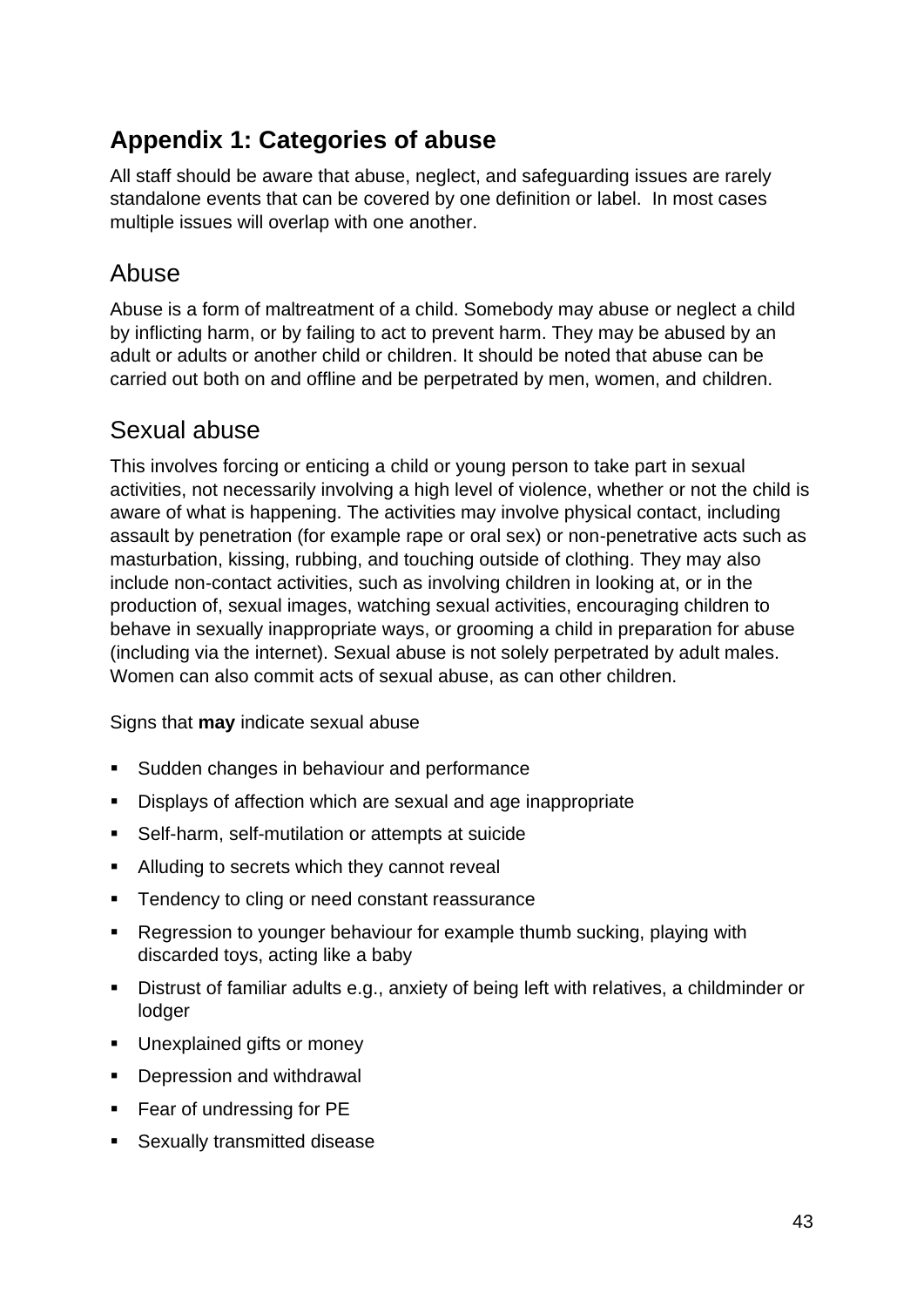## Appendix 1: Categories of abuse

All staff should be aware that abuse, neglect, and safeguarding issues are rarely standalone events that can be covered by one definition or label. In most cases multiple issues will overlap with one another.

### Abuse

Abuse is a form of maltreatment of a child. Somebody may abuse or neglect a child by inflicting harm, or by failing to act to prevent harm. They may be abused by an adult or adults or another child or children. It should be noted that abuse can be carried out both on and offline and be perpetrated by men, women, and children.

### Sexual abuse

This involves forcing or enticing a child or young person to take part in sexual activities, not necessarily involving a high level of violence, whether or not the child is aware of what is happening. The activities may involve physical contact, including assault by penetration (for example rape or oral sex) or non-penetrative acts such as masturbation, kissing, rubbing, and touching outside of clothing. They may also include non-contact activities, such as involving children in looking at, or in the production of, sexual images, watching sexual activities, encouraging children to behave in sexually inappropriate ways, or grooming a child in preparation for abuse (including via the internet). Sexual abuse is not solely perpetrated by adult males. Women can also commit acts of sexual abuse, as can other children.

Signs that **may** indicate sexual abuse

- Sudden changes in behaviour and performance
- Displays of affection which are sexual and age inappropriate
- Self-harm, self-mutilation or attempts at suicide
- Alluding to secrets which they cannot reveal
- Tendency to cling or need constant reassurance
- Regression to younger behaviour for example thumb sucking, playing with discarded toys, acting like a baby
- Distrust of familiar adults e.g., anxiety of being left with relatives, a childminder or lodger
- Unexplained gifts or money
- Depression and withdrawal
- Fear of undressing for PE
- Sexually transmitted disease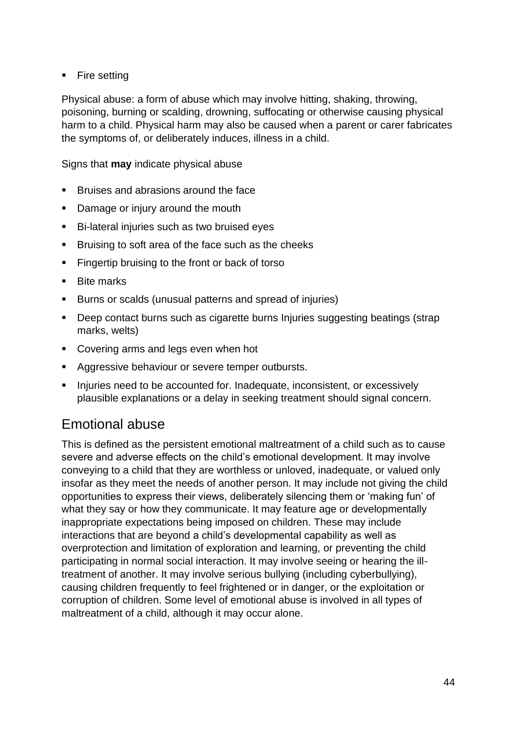- Fire setting

Physical abuse: a form of abuse which may involve hitting, shaking, throwing, poisoning, burning or scalding, drowning, suffocating or otherwise causing physical harm to a child. Physical harm may also be caused when a parent or carer fabricates the symptoms of, or deliberately induces, illness in a child.

Signs that **may** indicate physical abuse

- Bruises and abrasions around the face
- Damage or injury around the mouth
- Bi-lateral injuries such as two bruised eyes
- Bruising to soft area of the face such as the cheeks
- Fingertip bruising to the front or back of torso
- Bite marks
- Burns or scalds (unusual patterns and spread of injuries)
- Deep contact burns such as cigarette burns Injuries suggesting beatings (strap marks, welts)
- Covering arms and legs even when hot
- Aggressive behaviour or severe temper outbursts.
- Injuries need to be accounted for. Inadequate, inconsistent, or excessively plausible explanations or a delay in seeking treatment should signal concern.

## Emotional abuse

This is defined as the persistent emotional maltreatment of a child such as to cause severe and adverse effects on the child's emotional development. It may involve conveying to a child that they are worthless or unloved, inadequate, or valued only insofar as they meet the needs of another person. It may include not giving the child opportunities to express their views, deliberately silencing them or 'making fun' of what they say or how they communicate. It may feature age or developmentally inappropriate expectations being imposed on children. These may include interactions that are beyond a child's developmental capability as well as overprotection and limitation of exploration and learning, or preventing the child participating in normal social interaction. It may involve seeing or hearing the ill-treatment of another. It may involve serious bullying (including cyberbullying), causing children frequently to feel frightened or in danger, or the exploitation or corruption of children. Some level of emotional abuse is involved in all types of maltreatment of a child, although it may occur alone.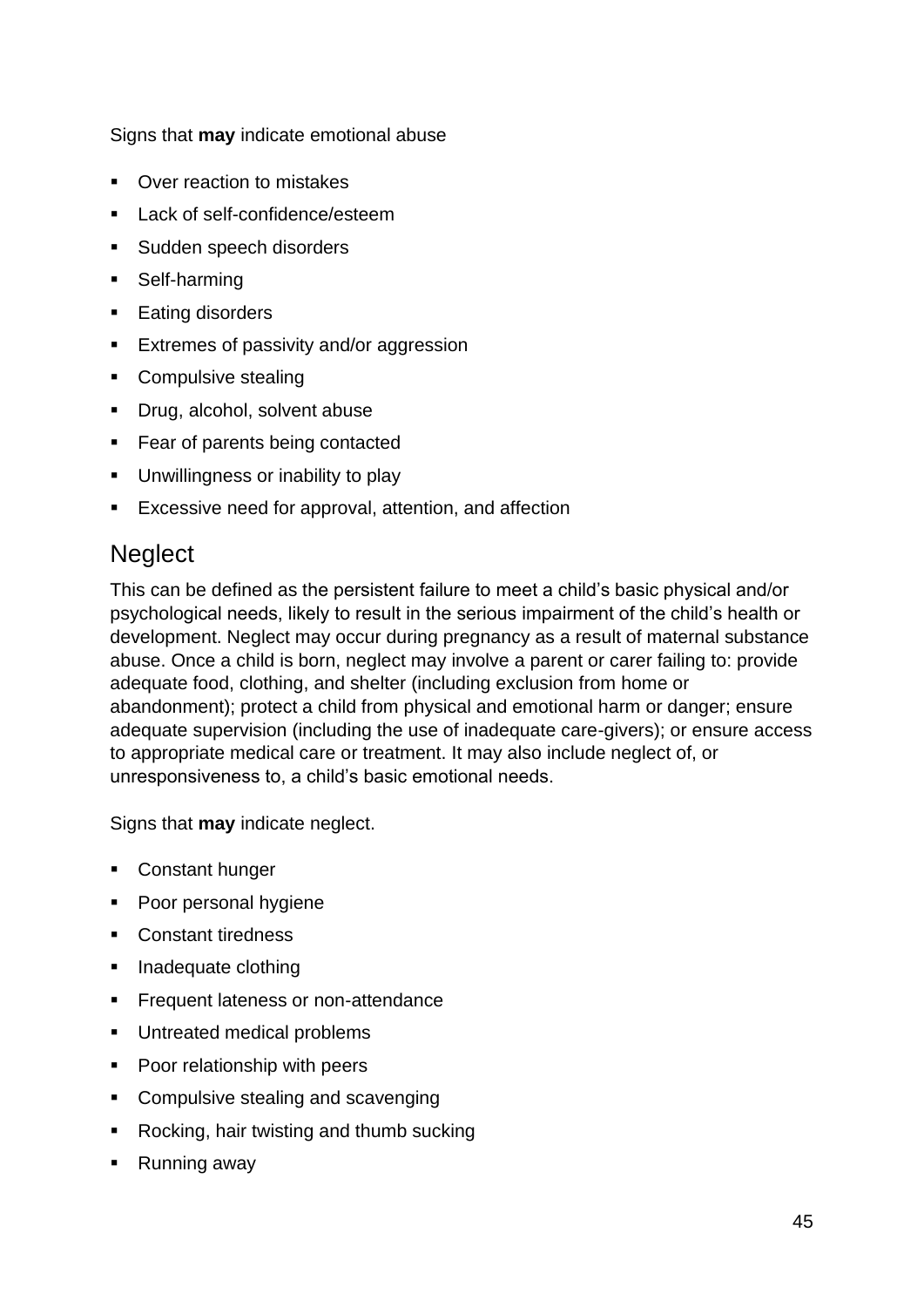Signs that **may** indicate emotional abuse

- Over reaction to mistakes
- Lack of self-confidence/esteem
- Sudden speech disorders
- Self-harming
- Eating disorders
- Extremes of passivity and/or aggression
- Compulsive stealing
- Drug, alcohol, solvent abuse
- Fear of parents being contacted
- Unwillingness or inability to play
- Excessive need for approval, attention, and affection

## Neglect

This can be defined as the persistent failure to meet a child's basic physical and/or psychological needs, likely to result in the serious impairment of the child's health or development. Neglect may occur during pregnancy as a result of maternal substance abuse. Once a child is born, neglect may involve a parent or carer failing to: provide adequate food, clothing, and shelter (including exclusion from home or abandonment); protect a child from physical and emotional harm or danger; ensure adequate supervision (including the use of inadequate care-givers); or ensure access to appropriate medical care or treatment. It may also include neglect of, or unresponsiveness to, a child's basic emotional needs.

Signs that **may** indicate neglect.

- Constant hunger
- Poor personal hygiene
- Constant tiredness
- Inadequate clothing
- Frequent lateness or non-attendance
- Untreated medical problems
- Poor relationship with peers
- Compulsive stealing and scavenging
- Rocking, hair twisting and thumb sucking
- Running away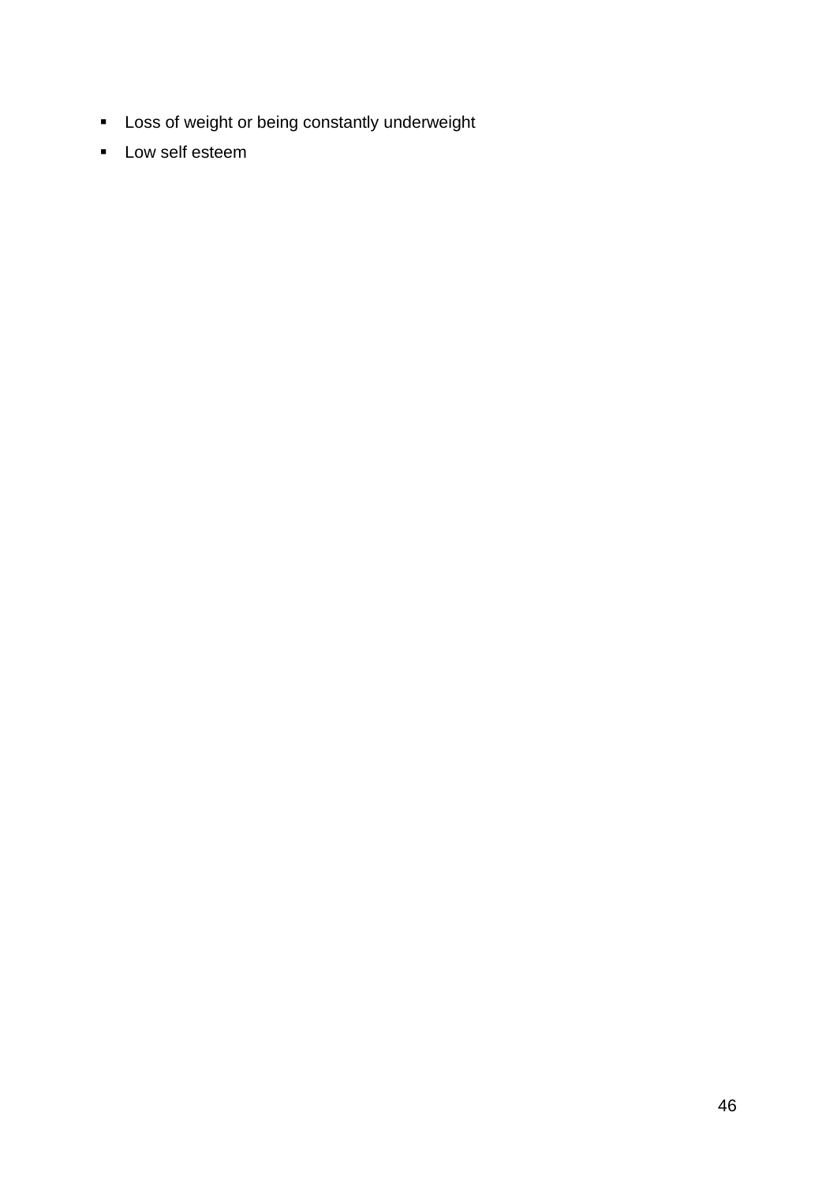- Loss of weight or being constantly underweight
- Low self esteem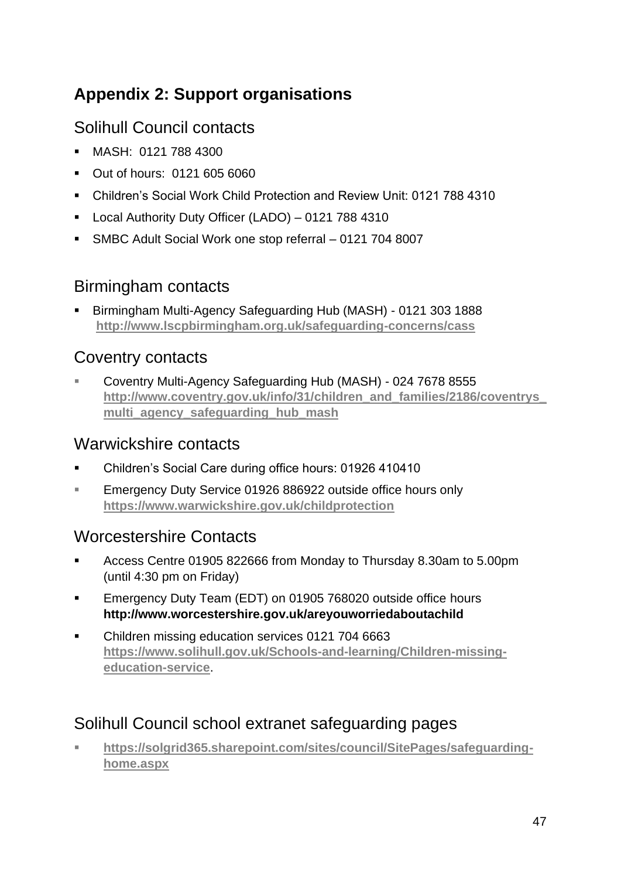# Appendix 2: Support organisations

## Solihull Council contacts

- MASH: 0121 788 4300
- Out of hours: 0121 605 6060
- Children's Social Work Child Protection and Review Unit: 0121 788 4310
- Local Authority Duty Officer (LADO) – 0121 788 4310
- SMBC Adult Social Work one stop referral – 0121 704 8007

## Birmingham contacts

- Birmingham Multi-Agency Safeguarding Hub (MASH) - 0121 303 1888 **http://www.lscpbirmingham.org.uk/safeguarding-concerns/cass**

## Coventry contacts

- Coventry Multi-Agency Safeguarding Hub (MASH) - 024 7678 8555 **http://www.coventry.gov.uk/info/31/children_and_families/2186/coventrys_multi_agency_safeguarding_hub_mash**

## Warwickshire contacts

- Children's Social Care during office hours: 01926 410410
- Emergency Duty Service 01926 886922 outside office hours only **https://www.warwickshire.gov.uk/childprotection**

## Worcestershire Contacts

- Access Centre 01905 822666 from Monday to Thursday 8.30am to 5.00pm (until 4:30 pm on Friday)
- Emergency Duty Team (EDT) on 01905 768020 outside office hours **http://www.worcestershire.gov.uk/areyouworriedaboutachild**
- Children missing education services 0121 704 6663 **https://www.solihull.gov.uk/Schools-and-learning/Children-missing-education-service**.

## Solihull Council school extranet safeguarding pages

- **https://solgrid365.sharepoint.com/sites/council/SitePages/safeguarding-home.aspx**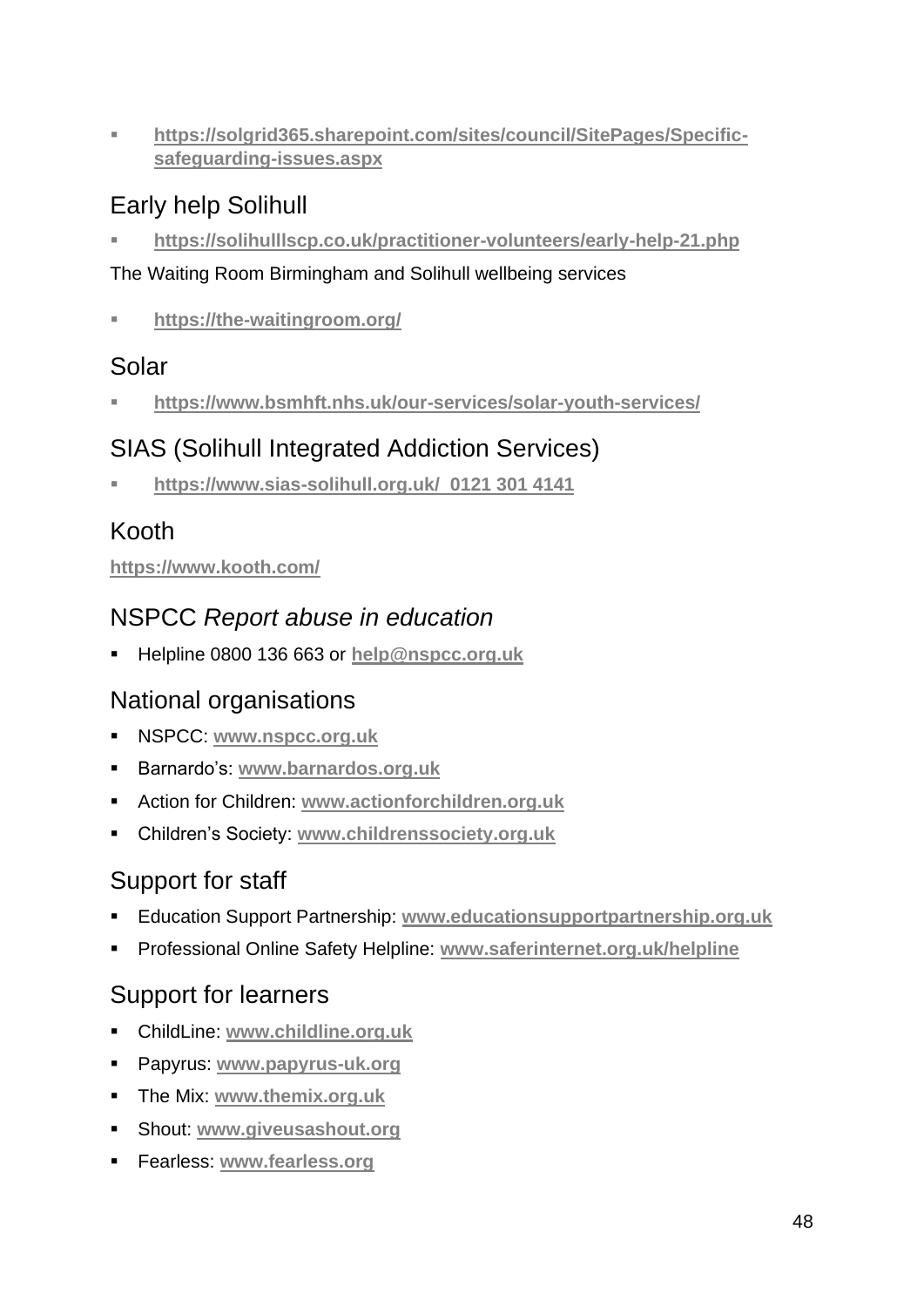- **https://solgrid365.sharepoint.com/sites/council/SitePages/Specific-safeguarding-issues.aspx**

## Early help Solihull

- **https://solihulllscp.co.uk/practitioner-volunteers/early-help-21.php**

The Waiting Room Birmingham and Solihull wellbeing services

- **https://the-waitingroom.org/**

## Solar

- **https://www.bsmhft.nhs.uk/our-services/solar-youth-services/**

## SIAS (Solihull Integrated Addiction Services)

- **https://www.sias-solihull.org.uk/ 0121 301 4141**

## Kooth

**https://www.kooth.com/**

## NSPCC *Report abuse in education*

- Helpline 0800 136 663 or **help@nspcc.org.uk**

## National organisations

- NSPCC: **www.nspcc.org.uk**
- Barnardo's: **www.barnardos.org.uk**
- Action for Children: **www.actionforchildren.org.uk**
- Children's Society: **www.childrenssociety.org.uk**

## Support for staff

- Education Support Partnership: **www.educationsupportpartnership.org.uk**
- Professional Online Safety Helpline: **www.saferinternet.org.uk/helpline**

## Support for learners

- ChildLine: **www.childline.org.uk**
- Papyrus: **www.papyrus-uk.org**
- The Mix: **www.themix.org.uk**
- Shout: **www.giveusashout.org**
- Fearless: **www.fearless.org**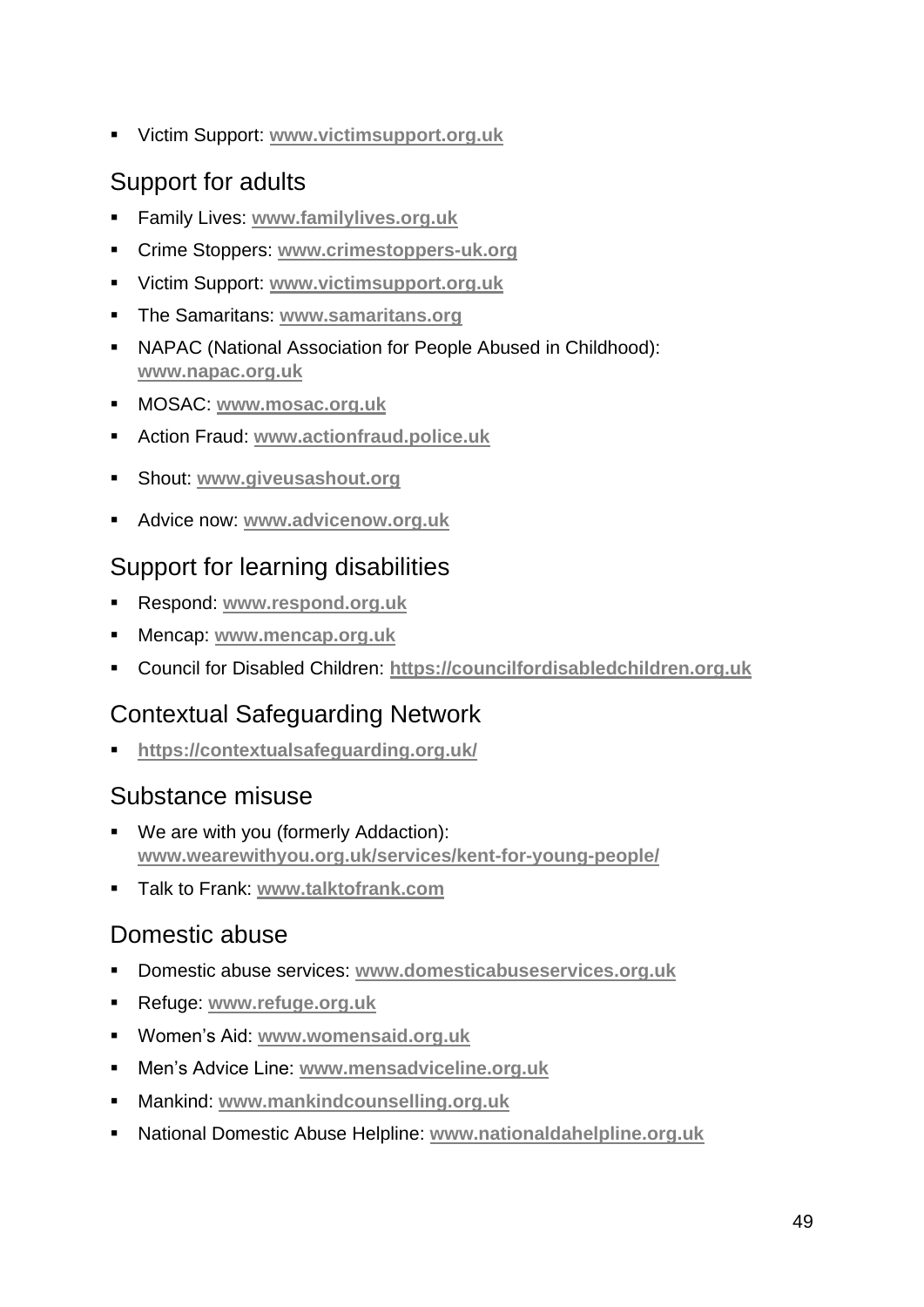- Victim Support: **www.victimsupport.org.uk**

## Support for adults

- Family Lives: **www.familylives.org.uk**
- Crime Stoppers: **www.crimestoppers-uk.org**
- Victim Support: **www.victimsupport.org.uk**
- The Samaritans: **www.samaritans.org**
- NAPAC (National Association for People Abused in Childhood): **www.napac.org.uk**
- MOSAC: **www.mosac.org.uk**
- Action Fraud: **www.actionfraud.police.uk**
- Shout: **www.giveusashout.org**
- Advice now: **www.advicenow.org.uk**

## Support for learning disabilities

- Respond: **www.respond.org.uk**
- Mencap: **www.mencap.org.uk**
- Council for Disabled Children: **https://councilfordisabledchildren.org.uk**

## Contextual Safeguarding Network

- **https://contextualsafeguarding.org.uk/**

## Substance misuse

- We are with you (formerly Addaction): **www.wearewithyou.org.uk/services/kent-for-young-people/**
- Talk to Frank: **www.talktofrank.com**

## Domestic abuse

- Domestic abuse services: **www.domesticabuseservices.org.uk**
- Refuge: **www.refuge.org.uk**
- Women's Aid: **www.womensaid.org.uk**
- Men's Advice Line: **www.mensadviceline.org.uk**
- Mankind: **www.mankindcounselling.org.uk**
- National Domestic Abuse Helpline: **www.nationaldahelpline.org.uk**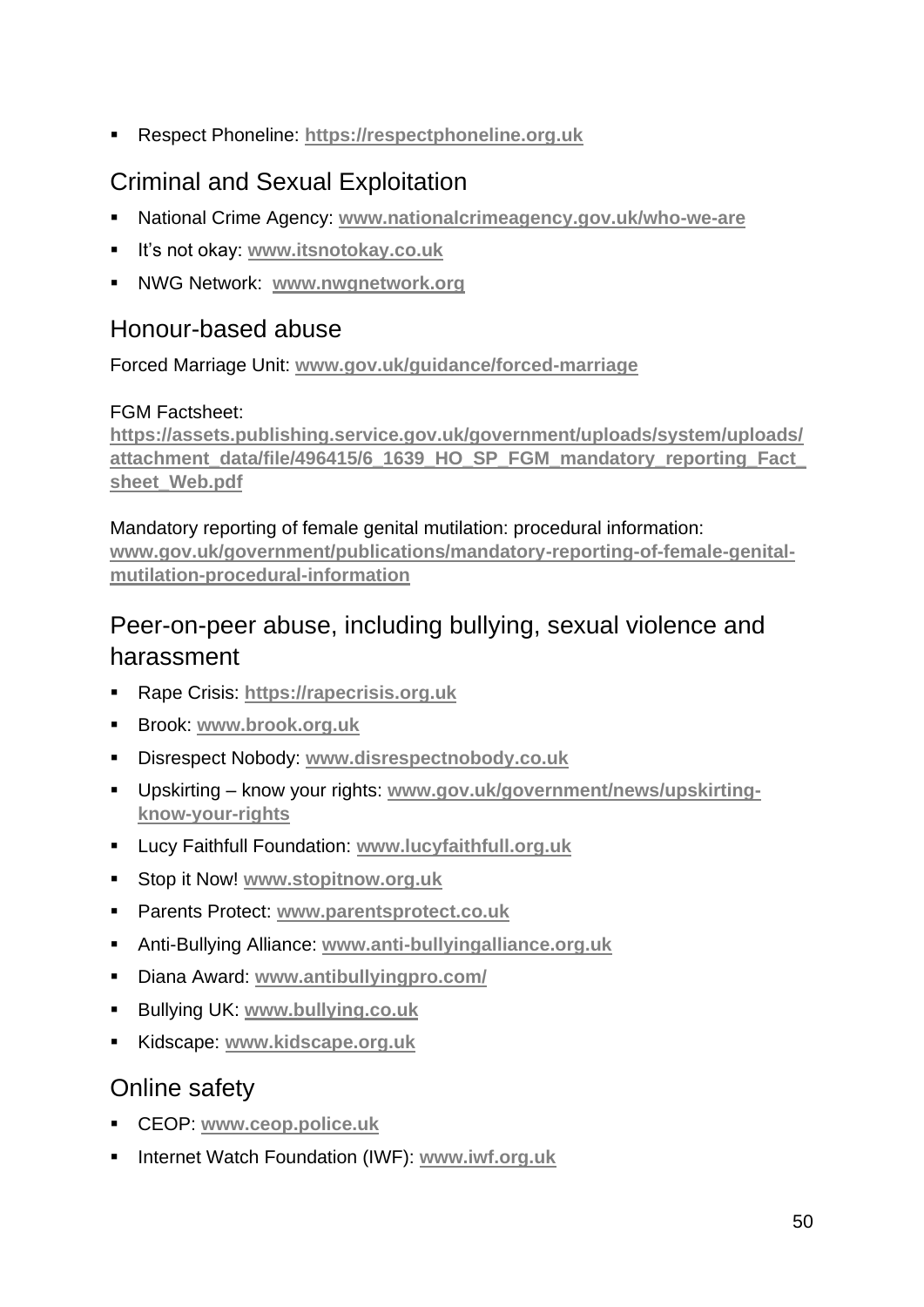- Respect Phoneline: **https://respectphoneline.org.uk**

## Criminal and Sexual Exploitation

- National Crime Agency: **www.nationalcrimeagency.gov.uk/who-we-are**
- It's not okay: **www.itsnotokay.co.uk**
- NWG Network: **www.nwgnetwork.org**

## Honour-based abuse

Forced Marriage Unit: **www.gov.uk/guidance/forced-marriage**

FGM Factsheet:
**https://assets.publishing.service.gov.uk/government/uploads/system/uploads/attachment_data/file/496415/6_1639_HO_SP_FGM_mandatory_reporting_Fact_sheet_Web.pdf**

Mandatory reporting of female genital mutilation: procedural information:
**www.gov.uk/government/publications/mandatory-reporting-of-female-genital-mutilation-procedural-information**

## Peer-on-peer abuse, including bullying, sexual violence and harassment

- Rape Crisis: **https://rapecrisis.org.uk**
- Brook: **www.brook.org.uk**
- Disrespect Nobody: **www.disrespectnobody.co.uk**
- Upskirting – know your rights: **www.gov.uk/government/news/upskirting-know-your-rights**
- Lucy Faithfull Foundation: **www.lucyfaithfull.org.uk**
- Stop it Now! **www.stopitnow.org.uk**
- Parents Protect: **www.parentsprotect.co.uk**
- Anti-Bullying Alliance: **www.anti-bullyingalliance.org.uk**
- Diana Award: **www.antibullyingpro.com/**
- Bullying UK: **www.bullying.co.uk**
- Kidscape: **www.kidscape.org.uk**

## Online safety

- CEOP: **www.ceop.police.uk**
- Internet Watch Foundation (IWF): **www.iwf.org.uk**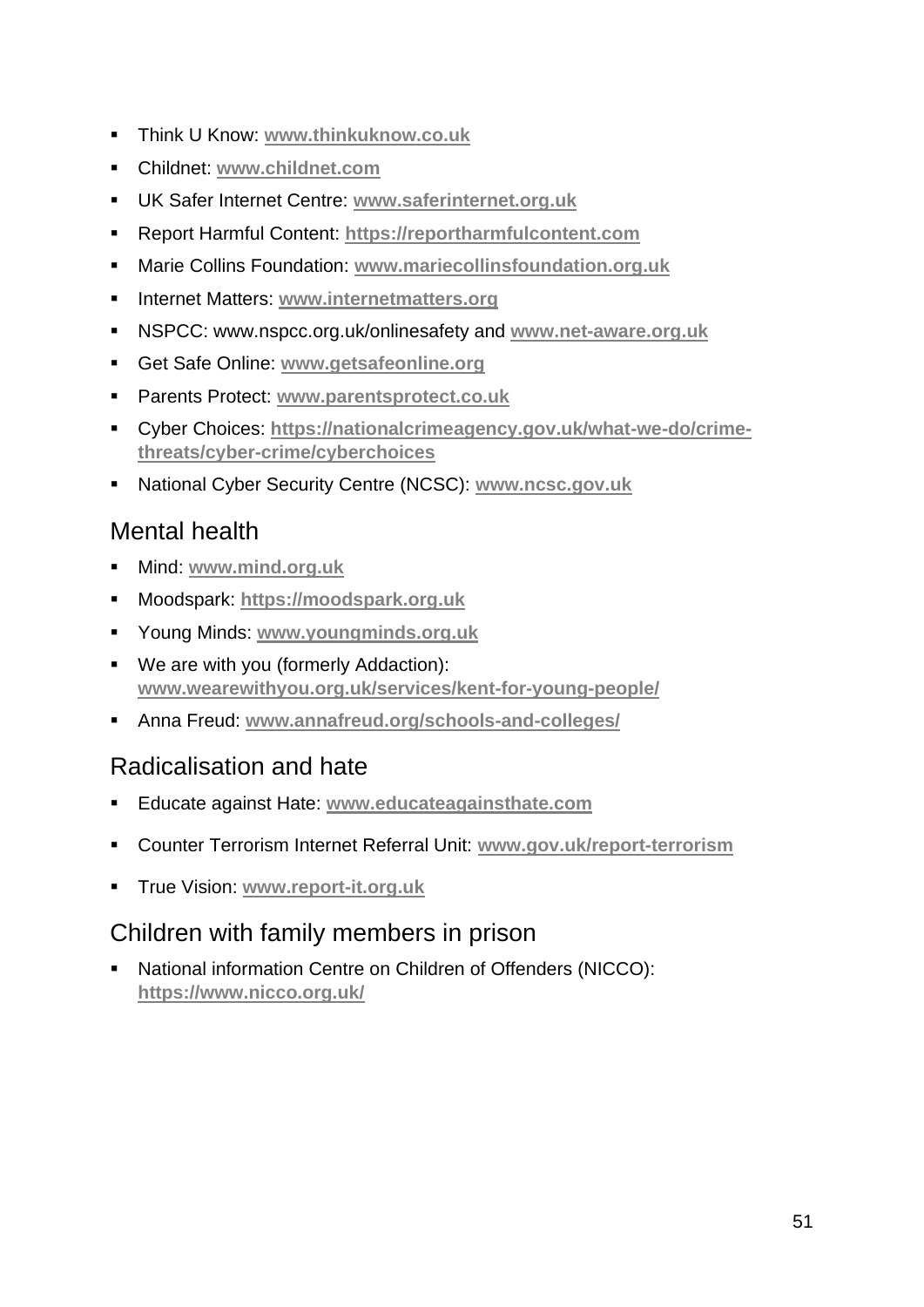- Think U Know: **www.thinkuknow.co.uk**
- Childnet: **www.childnet.com**
- UK Safer Internet Centre: **www.saferinternet.org.uk**
- Report Harmful Content: **https://reportharmfulcontent.com**
- Marie Collins Foundation: **www.mariecollinsfoundation.org.uk**
- Internet Matters: **www.internetmatters.org**
- NSPCC: www.nspcc.org.uk/onlinesafety and **www.net-aware.org.uk**
- Get Safe Online: **www.getsafeonline.org**
- Parents Protect: **www.parentsprotect.co.uk**
- Cyber Choices: **https://nationalcrimeagency.gov.uk/what-we-do/crime-threats/cyber-crime/cyberchoices**
- National Cyber Security Centre (NCSC): **www.ncsc.gov.uk**

## Mental health

- Mind: **www.mind.org.uk**
- Moodspark: **https://moodspark.org.uk**
- Young Minds: **www.youngminds.org.uk**
- We are with you (formerly Addaction): **www.wearewithyou.org.uk/services/kent-for-young-people/**
- Anna Freud: **www.annafreud.org/schools-and-colleges/**

## Radicalisation and hate

- Educate against Hate: **www.educateagainsthate.com**
- Counter Terrorism Internet Referral Unit: **www.gov.uk/report-terrorism**
- True Vision: **www.report-it.org.uk**

## Children with family members in prison

- National information Centre on Children of Offenders (NICCO): **https://www.nicco.org.uk/**